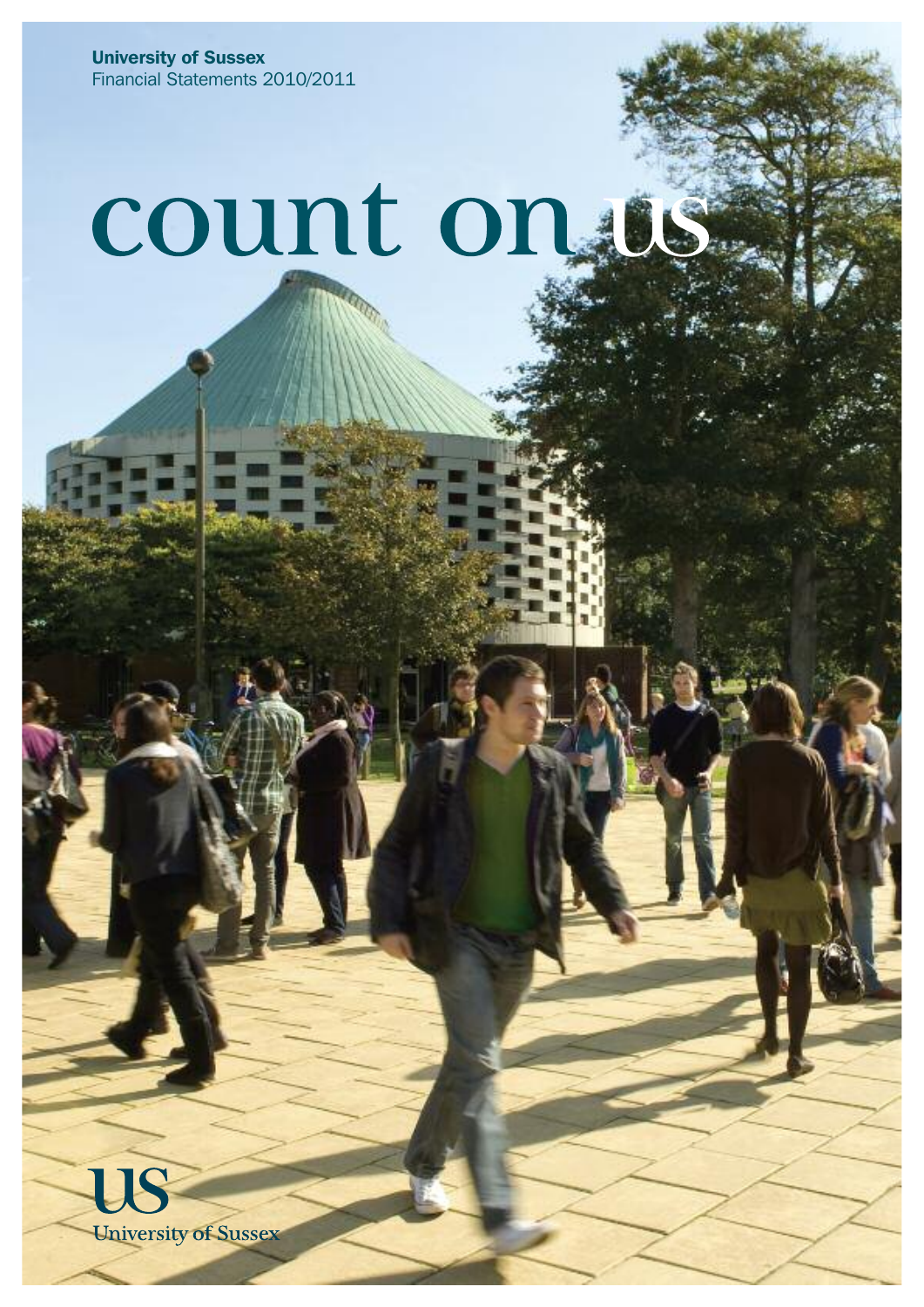**University of Sussex**
Financial Statements 2010/2011

# count on us

US
University of Sussex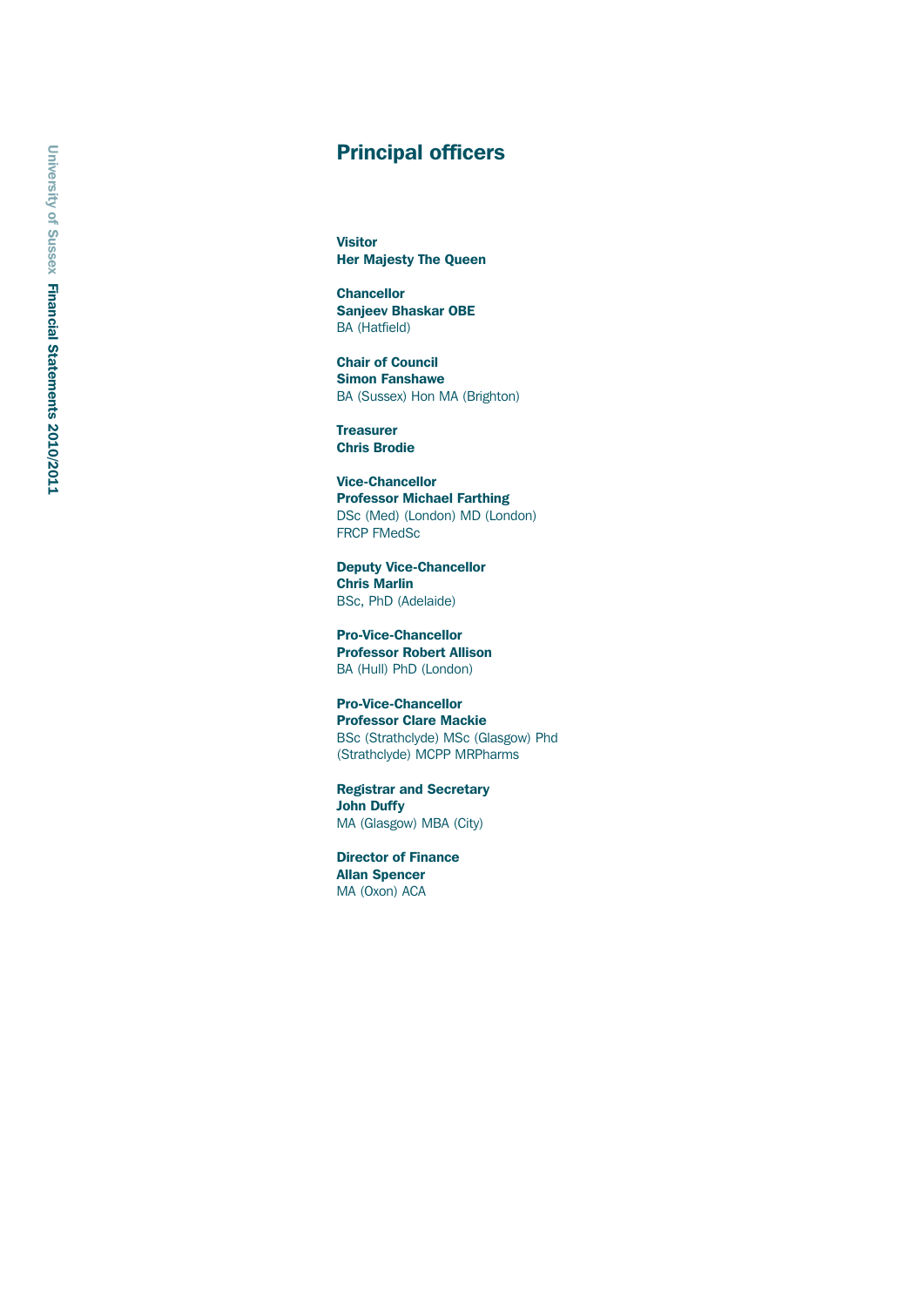# Principal officers

**Visitor**
**Her Majesty The Queen**

**Chancellor**
**Sanjeev Bhaskar OBE**
BA (Hatfield)

**Chair of Council**
**Simon Fanshawe**
BA (Sussex) Hon MA (Brighton)

**Treasurer**
**Chris Brodie**

**Vice-Chancellor**
**Professor Michael Farthing**
DSc (Med) (London) MD (London)
FRCP FMedSc

**Deputy Vice-Chancellor**
**Chris Marlin**
BSc, PhD (Adelaide)

**Pro-Vice-Chancellor**
**Professor Robert Allison**
BA (Hull) PhD (London)

**Pro-Vice-Chancellor**
**Professor Clare Mackie**
BSc (Strathclyde) MSc (Glasgow) Phd
(Strathclyde) MCPP MRPharms

**Registrar and Secretary**
**John Duffy**
MA (Glasgow) MBA (City)

**Director of Finance**
**Allan Spencer**
MA (Oxon) ACA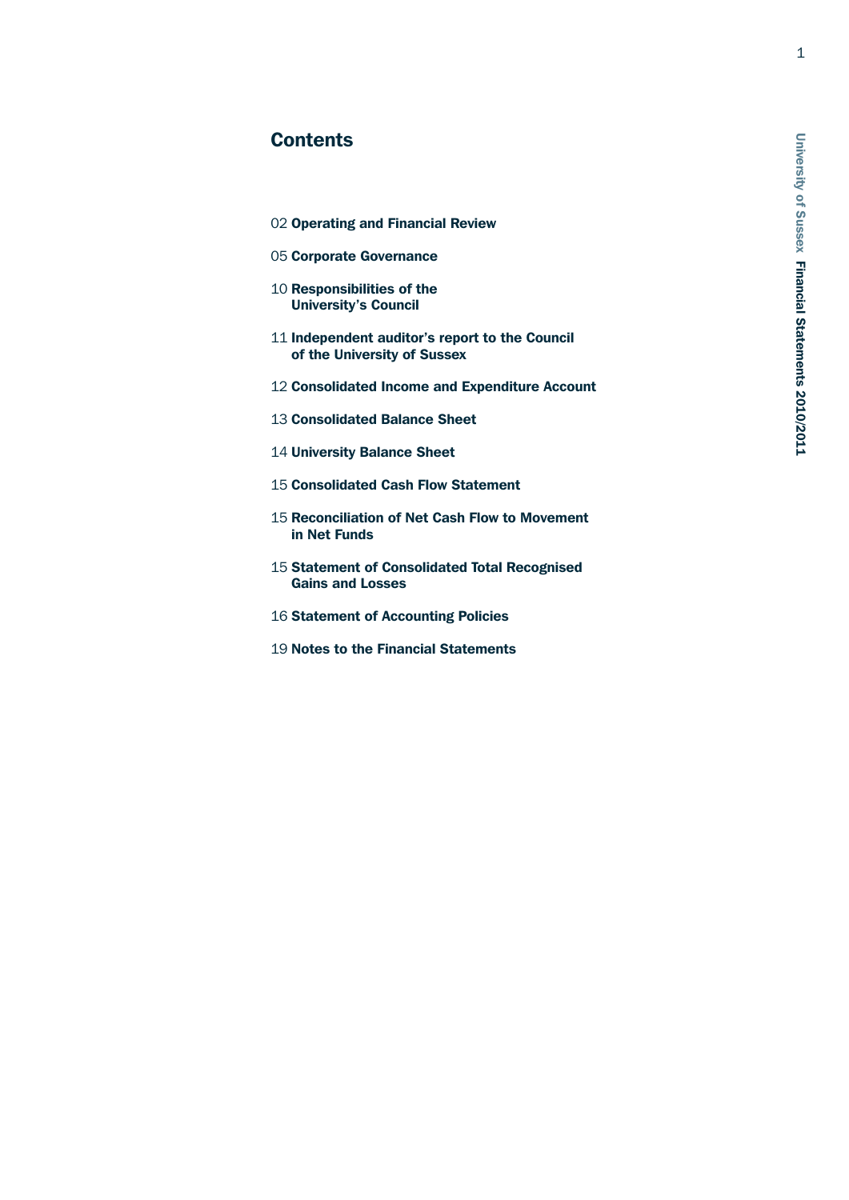# Contents

02 **Operating and Financial Review**

05 **Corporate Governance**

10 **Responsibilities of the University's Council**

11 **Independent auditor's report to the Council of the University of Sussex**

12 **Consolidated Income and Expenditure Account**

13 **Consolidated Balance Sheet**

14 **University Balance Sheet**

15 **Consolidated Cash Flow Statement**

15 **Reconciliation of Net Cash Flow to Movement in Net Funds**

15 **Statement of Consolidated Total Recognised Gains and Losses**

16 **Statement of Accounting Policies**

19 **Notes to the Financial Statements**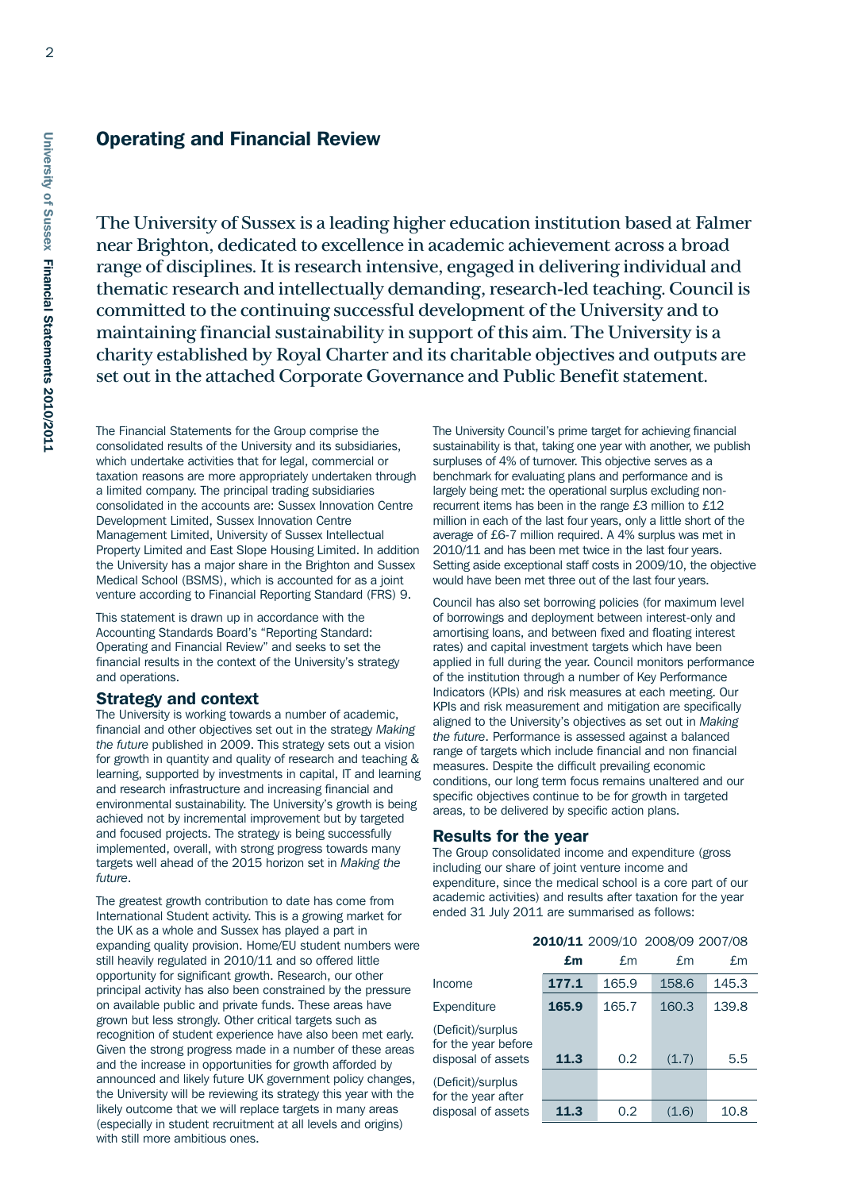## Operating and Financial Review

The University of Sussex is a leading higher education institution based at Falmer near Brighton, dedicated to excellence in academic achievement across a broad range of disciplines. It is research intensive, engaged in delivering individual and thematic research and intellectually demanding, research-led teaching. Council is committed to the continuing successful development of the University and to maintaining financial sustainability in support of this aim. The University is a charity established by Royal Charter and its charitable objectives and outputs are set out in the attached Corporate Governance and Public Benefit statement.

The Financial Statements for the Group comprise the consolidated results of the University and its subsidiaries, which undertake activities that for legal, commercial or taxation reasons are more appropriately undertaken through a limited company. The principal trading subsidiaries consolidated in the accounts are: Sussex Innovation Centre Development Limited, Sussex Innovation Centre Management Limited, University of Sussex Intellectual Property Limited and East Slope Housing Limited. In addition the University has a major share in the Brighton and Sussex Medical School (BSMS), which is accounted for as a joint venture according to Financial Reporting Standard (FRS) 9.

This statement is drawn up in accordance with the Accounting Standards Board's "Reporting Standard: Operating and Financial Review" and seeks to set the financial results in the context of the University's strategy and operations.

### Strategy and context

The University is working towards a number of academic, financial and other objectives set out in the strategy *Making the future* published in 2009. This strategy sets out a vision for growth in quantity and quality of research and teaching & learning, supported by investments in capital, IT and learning and research infrastructure and increasing financial and environmental sustainability. The University's growth is being achieved not by incremental improvement but by targeted and focused projects. The strategy is being successfully implemented, overall, with strong progress towards many targets well ahead of the 2015 horizon set in *Making the future*.

The greatest growth contribution to date has come from International Student activity. This is a growing market for the UK as a whole and Sussex has played a part in expanding quality provision. Home/EU student numbers were still heavily regulated in 2010/11 and so offered little opportunity for significant growth. Research, our other principal activity has also been constrained by the pressure on available public and private funds. These areas have grown but less strongly. Other critical targets such as recognition of student experience have also been met early. Given the strong progress made in a number of these areas and the increase in opportunities for growth afforded by announced and likely future UK government policy changes, the University will be reviewing its strategy this year with the likely outcome that we will replace targets in many areas (especially in student recruitment at all levels and origins) with still more ambitious ones.

The University Council's prime target for achieving financial sustainability is that, taking one year with another, we publish surpluses of 4% of turnover. This objective serves as a benchmark for evaluating plans and performance and is largely being met: the operational surplus excluding non-recurrent items has been in the range £3 million to £12 million in each of the last four years, only a little short of the average of £6-7 million required. A 4% surplus was met in 2010/11 and has been met twice in the last four years. Setting aside exceptional staff costs in 2009/10, the objective would have been met three out of the last four years.

Council has also set borrowing policies (for maximum level of borrowings and deployment between interest-only and amortising loans, and between fixed and floating interest rates) and capital investment targets which have been applied in full during the year. Council monitors performance of the institution through a number of Key Performance Indicators (KPIs) and risk measures at each meeting. Our KPIs and risk measurement and mitigation are specifically aligned to the University's objectives as set out in *Making the future*. Performance is assessed against a balanced range of targets which include financial and non financial measures. Despite the difficult prevailing economic conditions, our long term focus remains unaltered and our specific objectives continue to be for growth in targeted areas, to be delivered by specific action plans.

### Results for the year

The Group consolidated income and expenditure (gross including our share of joint venture income and expenditure, since the medical school is a core part of our academic activities) and results after taxation for the year ended 31 July 2011 are summarised as follows:

| | **2010/11** | 2009/10 | 2008/09 | 2007/08 |
|---|---|---|---|---|
| | **£m** | £m | £m | £m |
| Income | **177.1** | 165.9 | 158.6 | 145.3 |
| Expenditure | **165.9** | 165.7 | 160.3 | 139.8 |
| (Deficit)/surplus for the year before disposal of assets | **11.3** | 0.2 | (1.7) | 5.5 |
| (Deficit)/surplus for the year after disposal of assets | **11.3** | 0.2 | (1.6) | 10.8 |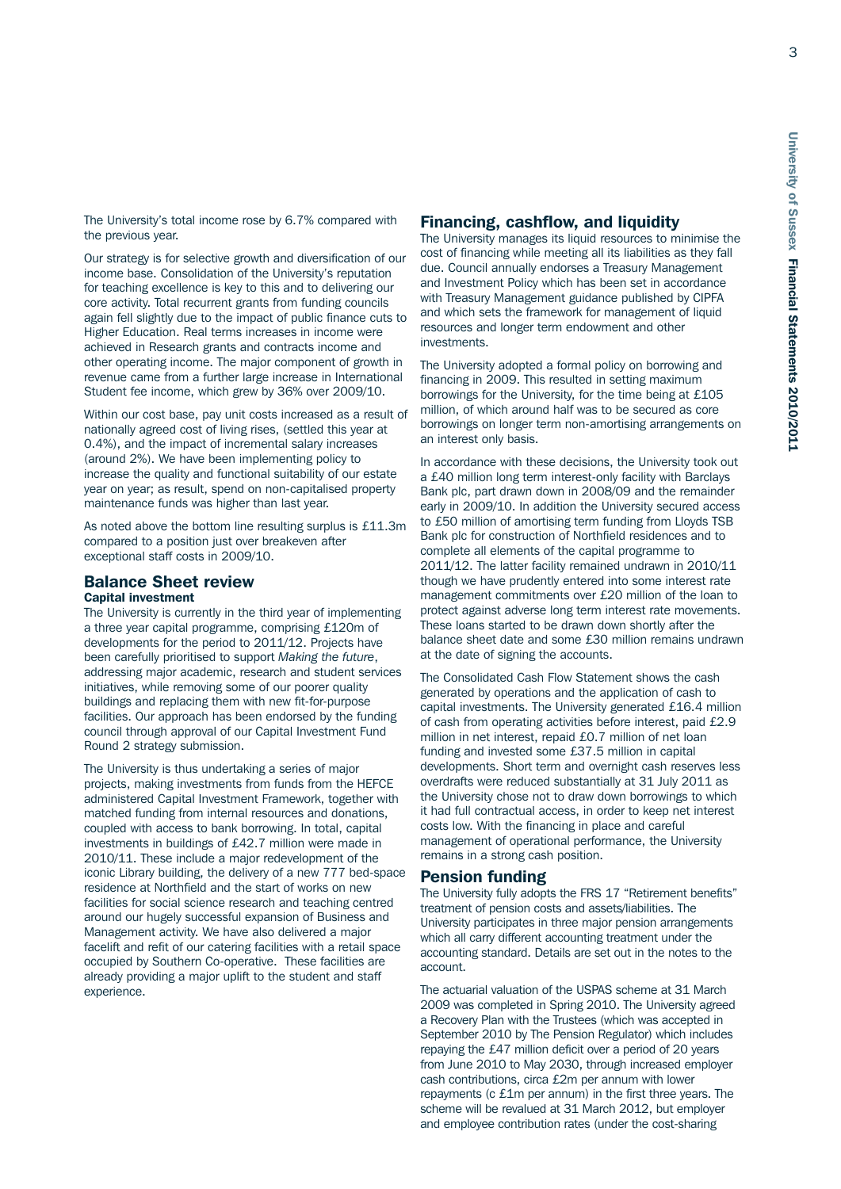The University's total income rose by 6.7% compared with the previous year.

Our strategy is for selective growth and diversification of our income base. Consolidation of the University's reputation for teaching excellence is key to this and to delivering our core activity. Total recurrent grants from funding councils again fell slightly due to the impact of public finance cuts to Higher Education. Real terms increases in income were achieved in Research grants and contracts income and other operating income. The major component of growth in revenue came from a further large increase in International Student fee income, which grew by 36% over 2009/10.

Within our cost base, pay unit costs increased as a result of nationally agreed cost of living rises, (settled this year at 0.4%), and the impact of incremental salary increases (around 2%). We have been implementing policy to increase the quality and functional suitability of our estate year on year; as result, spend on non-capitalised property maintenance funds was higher than last year.

As noted above the bottom line resulting surplus is £11.3m compared to a position just over breakeven after exceptional staff costs in 2009/10.

## Balance Sheet review

### Capital investment

The University is currently in the third year of implementing a three year capital programme, comprising £120m of developments for the period to 2011/12. Projects have been carefully prioritised to support *Making the future*, addressing major academic, research and student services initiatives, while removing some of our poorer quality buildings and replacing them with new fit-for-purpose facilities. Our approach has been endorsed by the funding council through approval of our Capital Investment Fund Round 2 strategy submission.

The University is thus undertaking a series of major projects, making investments from funds from the HEFCE administered Capital Investment Framework, together with matched funding from internal resources and donations, coupled with access to bank borrowing. In total, capital investments in buildings of £42.7 million were made in 2010/11. These include a major redevelopment of the iconic Library building, the delivery of a new 777 bed-space residence at Northfield and the start of works on new facilities for social science research and teaching centred around our hugely successful expansion of Business and Management activity. We have also delivered a major facelift and refit of our catering facilities with a retail space occupied by Southern Co-operative. These facilities are already providing a major uplift to the student and staff experience.

## Financing, cashflow, and liquidity

The University manages its liquid resources to minimise the cost of financing while meeting all its liabilities as they fall due. Council annually endorses a Treasury Management and Investment Policy which has been set in accordance with Treasury Management guidance published by CIPFA and which sets the framework for management of liquid resources and longer term endowment and other investments.

The University adopted a formal policy on borrowing and financing in 2009. This resulted in setting maximum borrowings for the University, for the time being at £105 million, of which around half was to be secured as core borrowings on longer term non-amortising arrangements on an interest only basis.

In accordance with these decisions, the University took out a £40 million long term interest-only facility with Barclays Bank plc, part drawn down in 2008/09 and the remainder early in 2009/10. In addition the University secured access to £50 million of amortising term funding from Lloyds TSB Bank plc for construction of Northfield residences and to complete all elements of the capital programme to 2011/12. The latter facility remained undrawn in 2010/11 though we have prudently entered into some interest rate management commitments over £20 million of the loan to protect against adverse long term interest rate movements. These loans started to be drawn down shortly after the balance sheet date and some £30 million remains undrawn at the date of signing the accounts.

The Consolidated Cash Flow Statement shows the cash generated by operations and the application of cash to capital investments. The University generated £16.4 million of cash from operating activities before interest, paid £2.9 million in net interest, repaid £0.7 million of net loan funding and invested some £37.5 million in capital developments. Short term and overnight cash reserves less overdrafts were reduced substantially at 31 July 2011 as the University chose not to draw down borrowings to which it had full contractual access, in order to keep net interest costs low. With the financing in place and careful management of operational performance, the University remains in a strong cash position.

## Pension funding

The University fully adopts the FRS 17 "Retirement benefits" treatment of pension costs and assets/liabilities. The University participates in three major pension arrangements which all carry different accounting treatment under the accounting standard. Details are set out in the notes to the account.

The actuarial valuation of the USPAS scheme at 31 March 2009 was completed in Spring 2010. The University agreed a Recovery Plan with the Trustees (which was accepted in September 2010 by The Pension Regulator) which includes repaying the £47 million deficit over a period of 20 years from June 2010 to May 2030, through increased employer cash contributions, circa £2m per annum with lower repayments (c £1m per annum) in the first three years. The scheme will be revalued at 31 March 2012, but employer and employee contribution rates (under the cost-sharing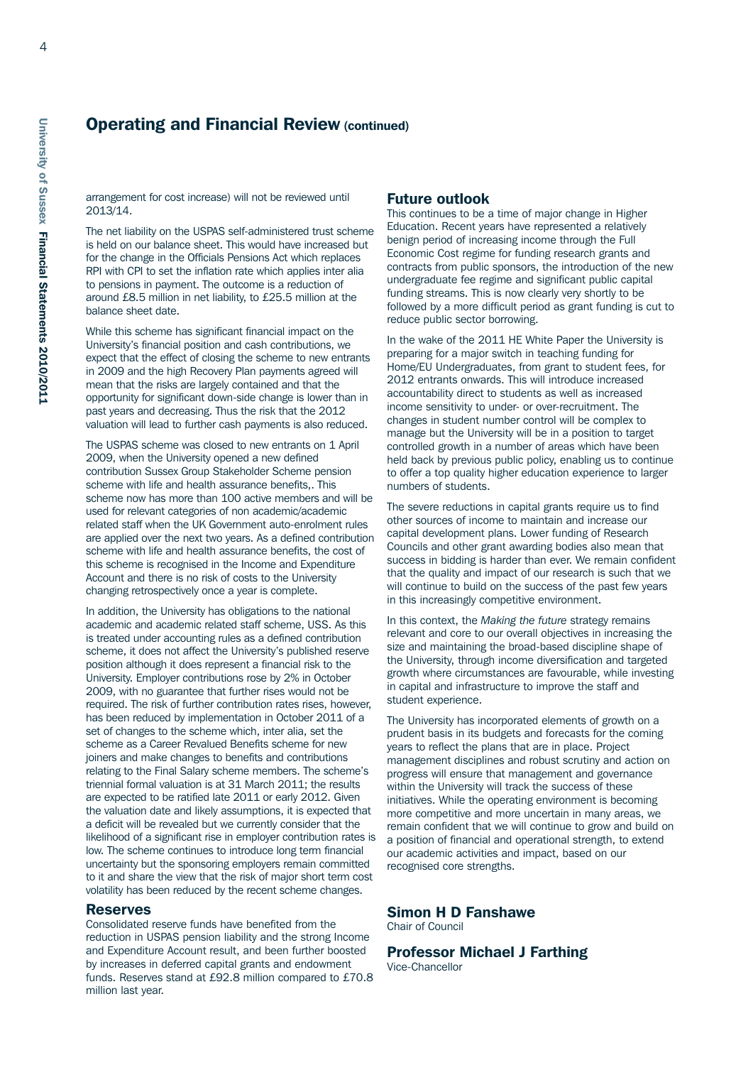## Operating and Financial Review (continued)

arrangement for cost increase) will not be reviewed until 2013/14.

The net liability on the USPAS self-administered trust scheme is held on our balance sheet. This would have increased but for the change in the Officials Pensions Act which replaces RPI with CPI to set the inflation rate which applies inter alia to pensions in payment. The outcome is a reduction of around £8.5 million in net liability, to £25.5 million at the balance sheet date.

While this scheme has significant financial impact on the University's financial position and cash contributions, we expect that the effect of closing the scheme to new entrants in 2009 and the high Recovery Plan payments agreed will mean that the risks are largely contained and that the opportunity for significant down-side change is lower than in past years and decreasing. Thus the risk that the 2012 valuation will lead to further cash payments is also reduced.

The USPAS scheme was closed to new entrants on 1 April 2009, when the University opened a new defined contribution Sussex Group Stakeholder Scheme pension scheme with life and health assurance benefits,. This scheme now has more than 100 active members and will be used for relevant categories of non academic/academic related staff when the UK Government auto-enrolment rules are applied over the next two years. As a defined contribution scheme with life and health assurance benefits, the cost of this scheme is recognised in the Income and Expenditure Account and there is no risk of costs to the University changing retrospectively once a year is complete.

In addition, the University has obligations to the national academic and academic related staff scheme, USS. As this is treated under accounting rules as a defined contribution scheme, it does not affect the University's published reserve position although it does represent a financial risk to the University. Employer contributions rose by 2% in October 2009, with no guarantee that further rises would not be required. The risk of further contribution rates rises, however, has been reduced by implementation in October 2011 of a set of changes to the scheme which, inter alia, set the scheme as a Career Revalued Benefits scheme for new joiners and make changes to benefits and contributions relating to the Final Salary scheme members. The scheme's triennial formal valuation is at 31 March 2011; the results are expected to be ratified late 2011 or early 2012. Given the valuation date and likely assumptions, it is expected that a deficit will be revealed but we currently consider that the likelihood of a significant rise in employer contribution rates is low. The scheme continues to introduce long term financial uncertainty but the sponsoring employers remain committed to it and share the view that the risk of major short term cost volatility has been reduced by the recent scheme changes.

### Reserves

Consolidated reserve funds have benefited from the reduction in USPAS pension liability and the strong Income and Expenditure Account result, and been further boosted by increases in deferred capital grants and endowment funds. Reserves stand at £92.8 million compared to £70.8 million last year.

### Future outlook

This continues to be a time of major change in Higher Education. Recent years have represented a relatively benign period of increasing income through the Full Economic Cost regime for funding research grants and contracts from public sponsors, the introduction of the new undergraduate fee regime and significant public capital funding streams. This is now clearly very shortly to be followed by a more difficult period as grant funding is cut to reduce public sector borrowing.

In the wake of the 2011 HE White Paper the University is preparing for a major switch in teaching funding for Home/EU Undergraduates, from grant to student fees, for 2012 entrants onwards. This will introduce increased accountability direct to students as well as increased income sensitivity to under- or over-recruitment. The changes in student number control will be complex to manage but the University will be in a position to target controlled growth in a number of areas which have been held back by previous public policy, enabling us to continue to offer a top quality higher education experience to larger numbers of students.

The severe reductions in capital grants require us to find other sources of income to maintain and increase our capital development plans. Lower funding of Research Councils and other grant awarding bodies also mean that success in bidding is harder than ever. We remain confident that the quality and impact of our research is such that we will continue to build on the success of the past few years in this increasingly competitive environment.

In this context, the *Making the future* strategy remains relevant and core to our overall objectives in increasing the size and maintaining the broad-based discipline shape of the University, through income diversification and targeted growth where circumstances are favourable, while investing in capital and infrastructure to improve the staff and student experience.

The University has incorporated elements of growth on a prudent basis in its budgets and forecasts for the coming years to reflect the plans that are in place. Project management disciplines and robust scrutiny and action on progress will ensure that management and governance within the University will track the success of these initiatives. While the operating environment is becoming more competitive and more uncertain in many areas, we remain confident that we will continue to grow and build on a position of financial and operational strength, to extend our academic activities and impact, based on our recognised core strengths.

**Simon H D Fanshawe**
Chair of Council

**Professor Michael J Farthing**
Vice-Chancellor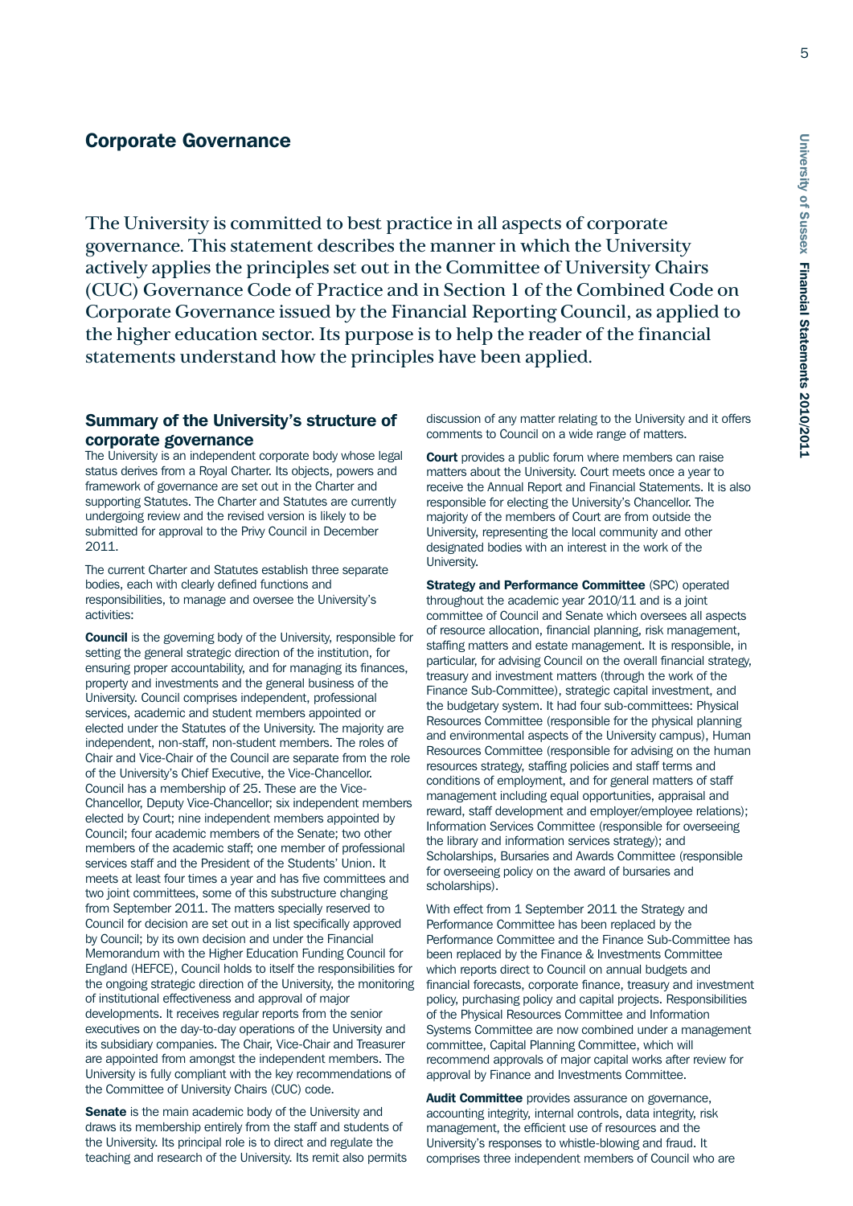## Corporate Governance

The University is committed to best practice in all aspects of corporate governance. This statement describes the manner in which the University actively applies the principles set out in the Committee of University Chairs (CUC) Governance Code of Practice and in Section 1 of the Combined Code on Corporate Governance issued by the Financial Reporting Council, as applied to the higher education sector. Its purpose is to help the reader of the financial statements understand how the principles have been applied.

### Summary of the University's structure of corporate governance

The University is an independent corporate body whose legal status derives from a Royal Charter. Its objects, powers and framework of governance are set out in the Charter and supporting Statutes. The Charter and Statutes are currently undergoing review and the revised version is likely to be submitted for approval to the Privy Council in December 2011.

The current Charter and Statutes establish three separate bodies, each with clearly defined functions and responsibilities, to manage and oversee the University's activities:

**Council** is the governing body of the University, responsible for setting the general strategic direction of the institution, for ensuring proper accountability, and for managing its finances, property and investments and the general business of the University. Council comprises independent, professional services, academic and student members appointed or elected under the Statutes of the University. The majority are independent, non-staff, non-student members. The roles of Chair and Vice-Chair of the Council are separate from the role of the University's Chief Executive, the Vice-Chancellor. Council has a membership of 25. These are the Vice-Chancellor, Deputy Vice-Chancellor; six independent members elected by Court; nine independent members appointed by Council; four academic members of the Senate; two other members of the academic staff; one member of professional services staff and the President of the Students' Union. It meets at least four times a year and has five committees and two joint committees, some of this substructure changing from September 2011. The matters specially reserved to Council for decision are set out in a list specifically approved by Council; by its own decision and under the Financial Memorandum with the Higher Education Funding Council for England (HEFCE), Council holds to itself the responsibilities for the ongoing strategic direction of the University, the monitoring of institutional effectiveness and approval of major developments. It receives regular reports from the senior executives on the day-to-day operations of the University and its subsidiary companies. The Chair, Vice-Chair and Treasurer are appointed from amongst the independent members. The University is fully compliant with the key recommendations of the Committee of University Chairs (CUC) code.

**Senate** is the main academic body of the University and draws its membership entirely from the staff and students of the University. Its principal role is to direct and regulate the teaching and research of the University. Its remit also permits discussion of any matter relating to the University and it offers comments to Council on a wide range of matters.

**Court** provides a public forum where members can raise matters about the University. Court meets once a year to receive the Annual Report and Financial Statements. It is also responsible for electing the University's Chancellor. The majority of the members of Court are from outside the University, representing the local community and other designated bodies with an interest in the work of the University.

**Strategy and Performance Committee** (SPC) operated throughout the academic year 2010/11 and is a joint committee of Council and Senate which oversees all aspects of resource allocation, financial planning, risk management, staffing matters and estate management. It is responsible, in particular, for advising Council on the overall financial strategy, treasury and investment matters (through the work of the Finance Sub-Committee), strategic capital investment, and the budgetary system. It had four sub-committees: Physical Resources Committee (responsible for the physical planning and environmental aspects of the University campus), Human Resources Committee (responsible for advising on the human resources strategy, staffing policies and staff terms and conditions of employment, and for general matters of staff management including equal opportunities, appraisal and reward, staff development and employer/employee relations); Information Services Committee (responsible for overseeing the library and information services strategy); and Scholarships, Bursaries and Awards Committee (responsible for overseeing policy on the award of bursaries and scholarships).

With effect from 1 September 2011 the Strategy and Performance Committee has been replaced by the Performance Committee and the Finance Sub-Committee has been replaced by the Finance & Investments Committee which reports direct to Council on annual budgets and financial forecasts, corporate finance, treasury and investment policy, purchasing policy and capital projects. Responsibilities of the Physical Resources Committee and Information Systems Committee are now combined under a management committee, Capital Planning Committee, which will recommend approvals of major capital works after review for approval by Finance and Investments Committee.

**Audit Committee** provides assurance on governance, accounting integrity, internal controls, data integrity, risk management, the efficient use of resources and the University's responses to whistle-blowing and fraud. It comprises three independent members of Council who are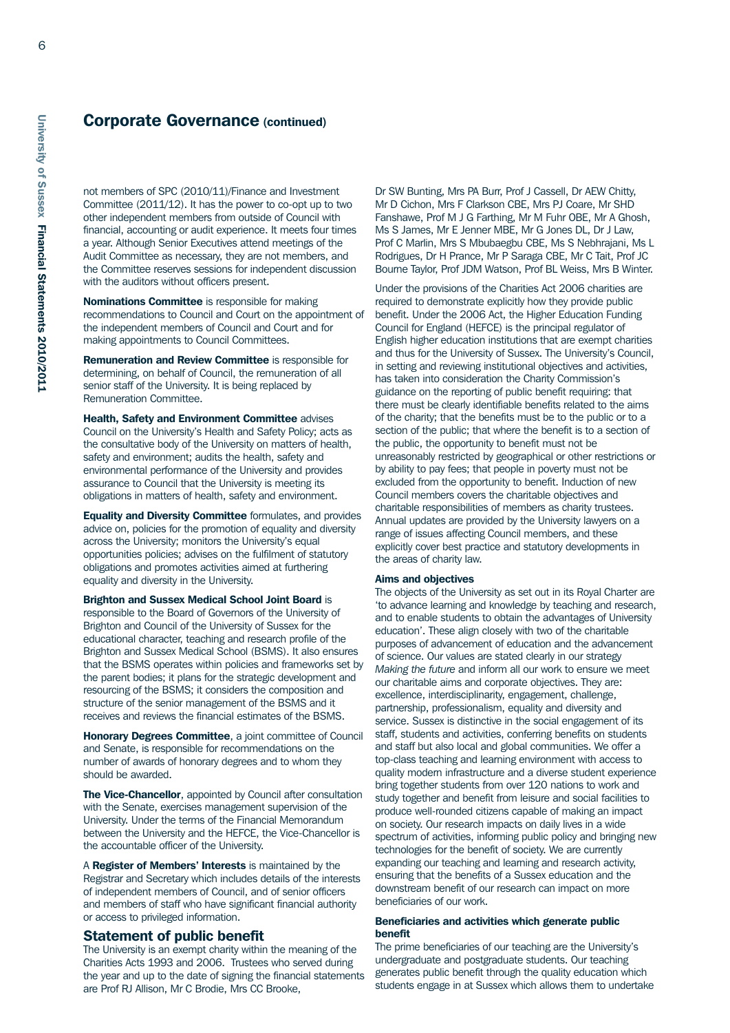## Corporate Governance (continued)

not members of SPC (2010/11)/Finance and Investment Committee (2011/12). It has the power to co-opt up to two other independent members from outside of Council with financial, accounting or audit experience. It meets four times a year. Although Senior Executives attend meetings of the Audit Committee as necessary, they are not members, and the Committee reserves sessions for independent discussion with the auditors without officers present.

**Nominations Committee** is responsible for making recommendations to Council and Court on the appointment of the independent members of Council and Court and for making appointments to Council Committees.

**Remuneration and Review Committee** is responsible for determining, on behalf of Council, the remuneration of all senior staff of the University. It is being replaced by Remuneration Committee.

**Health, Safety and Environment Committee** advises Council on the University's Health and Safety Policy; acts as the consultative body of the University on matters of health, safety and environment; audits the health, safety and environmental performance of the University and provides assurance to Council that the University is meeting its obligations in matters of health, safety and environment.

**Equality and Diversity Committee** formulates, and provides advice on, policies for the promotion of equality and diversity across the University; monitors the University's equal opportunities policies; advises on the fulfilment of statutory obligations and promotes activities aimed at furthering equality and diversity in the University.

**Brighton and Sussex Medical School Joint Board** is responsible to the Board of Governors of the University of Brighton and Council of the University of Sussex for the educational character, teaching and research profile of the Brighton and Sussex Medical School (BSMS). It also ensures that the BSMS operates within policies and frameworks set by the parent bodies; it plans for the strategic development and resourcing of the BSMS; it considers the composition and structure of the senior management of the BSMS and it receives and reviews the financial estimates of the BSMS.

**Honorary Degrees Committee**, a joint committee of Council and Senate, is responsible for recommendations on the number of awards of honorary degrees and to whom they should be awarded.

**The Vice-Chancellor**, appointed by Council after consultation with the Senate, exercises management supervision of the University. Under the terms of the Financial Memorandum between the University and the HEFCE, the Vice-Chancellor is the accountable officer of the University.

A **Register of Members' Interests** is maintained by the Registrar and Secretary which includes details of the interests of independent members of Council, and of senior officers and members of staff who have significant financial authority or access to privileged information.

### Statement of public benefit

The University is an exempt charity within the meaning of the Charities Acts 1993 and 2006. Trustees who served during the year and up to the date of signing the financial statements are Prof RJ Allison, Mr C Brodie, Mrs CC Brooke, Dr SW Bunting, Mrs PA Burr, Prof J Cassell, Dr AEW Chitty, Mr D Cichon, Mrs F Clarkson CBE, Mrs PJ Coare, Mr SHD Fanshawe, Prof M J G Farthing, Mr M Fuhr OBE, Mr A Ghosh, Ms S James, Mr E Jenner MBE, Mr G Jones DL, Dr J Law, Prof C Marlin, Mrs S Mbubaegbu CBE, Ms S Nebhrajani, Ms L Rodrigues, Dr H Prance, Mr P Saraga CBE, Mr C Tait, Prof JC Bourne Taylor, Prof JDM Watson, Prof BL Weiss, Mrs B Winter.

Under the provisions of the Charities Act 2006 charities are required to demonstrate explicitly how they provide public benefit. Under the 2006 Act, the Higher Education Funding Council for England (HEFCE) is the principal regulator of English higher education institutions that are exempt charities and thus for the University of Sussex. The University's Council, in setting and reviewing institutional objectives and activities, has taken into consideration the Charity Commission's guidance on the reporting of public benefit requiring: that there must be clearly identifiable benefits related to the aims of the charity; that the benefits must be to the public or to a section of the public; that where the benefit is to a section of the public, the opportunity to benefit must not be unreasonably restricted by geographical or other restrictions or by ability to pay fees; that people in poverty must not be excluded from the opportunity to benefit. Induction of new Council members covers the charitable objectives and charitable responsibilities of members as charity trustees. Annual updates are provided by the University lawyers on a range of issues affecting Council members, and these explicitly cover best practice and statutory developments in the areas of charity law.

#### Aims and objectives

The objects of the University as set out in its Royal Charter are 'to advance learning and knowledge by teaching and research, and to enable students to obtain the advantages of University education'. These align closely with two of the charitable purposes of advancement of education and the advancement of science. Our values are stated clearly in our strategy *Making the future* and inform all our work to ensure we meet our charitable aims and corporate objectives. They are: excellence, interdisciplinarity, engagement, challenge, partnership, professionalism, equality and diversity and service. Sussex is distinctive in the social engagement of its staff, students and activities, conferring benefits on students and staff but also local and global communities. We offer a top-class teaching and learning environment with access to quality modern infrastructure and a diverse student experience bring together students from over 120 nations to work and study together and benefit from leisure and social facilities to produce well-rounded citizens capable of making an impact on society. Our research impacts on daily lives in a wide spectrum of activities, informing public policy and bringing new technologies for the benefit of society. We are currently expanding our teaching and learning and research activity, ensuring that the benefits of a Sussex education and the downstream benefit of our research can impact on more beneficiaries of our work.

#### Beneficiaries and activities which generate public benefit

The prime beneficiaries of our teaching are the University's undergraduate and postgraduate students. Our teaching generates public benefit through the quality education which students engage in at Sussex which allows them to undertake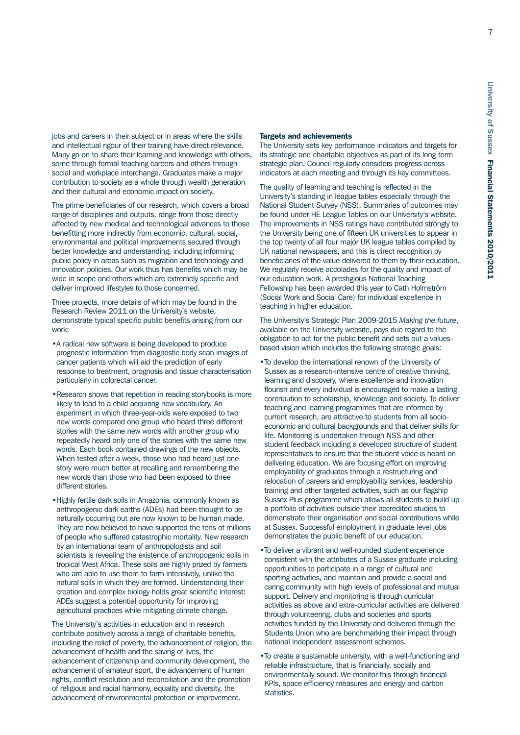jobs and careers in their subject or in areas where the skills and intellectual rigour of their training have direct relevance. Many go on to share their learning and knowledge with others, some through formal teaching careers and others through social and workplace interchange. Graduates make a major contribution to society as a whole through wealth generation and their cultural and economic impact on society.

The prime beneficiaries of our research, which covers a broad range of disciplines and outputs, range from those directly affected by new medical and technological advances to those benefitting more indirectly from economic, cultural, social, environmental and political improvements secured through better knowledge and understanding, including informing public policy in areas such as migration and technology and innovation policies. Our work thus has benefits which may be wide in scope and others which are extremely specific and deliver improved lifestyles to those concerned.

Three projects, more details of which may be found in the Research Review 2011 on the University's website, demonstrate typical specific public benefits arising from our work:

- A radical new software is being developed to produce prognostic information from diagnostic body scan images of cancer patients which will aid the prediction of early response to treatment, prognosis and tissue characterisation particularly in colorectal cancer.
- Research shows that repetition in reading storybooks is more likely to lead to a child acquiring new vocabulary. An experiment in which three-year-olds were exposed to two new words compared one group who heard three different stories with the same new words with another group who repeatedly heard only one of the stories with the same new words. Each book contained drawings of the new objects. When tested after a week, those who had heard just one story were much better at recalling and remembering the new words than those who had been exposed to three different stories.
- Highly fertile dark soils in Amazonia, commonly known as anthropogenic dark earths (ADEs) had been thought to be naturally occurring but are now known to be human made. They are now believed to have supported the tens of millions of people who suffered catastrophic mortality. New research by an international team of anthropologists and soil scientists is revealing the existence of anthropogenic soils in tropical West Africa. These soils are highly prized by farmers who are able to use them to farm intensively, unlike the natural soils in which they are formed. Understanding their creation and complex biology holds great scientific interest: ADEs suggest a potential opportunity for improving agricultural practices while mitigating climate change.

The University's activities in education and in research contribute positively across a range of charitable benefits, including the relief of poverty, the advancement of religion, the advancement of health and the saving of lives, the advancement of citizenship and community development, the advancement of amateur sport, the advancement of human rights, conflict resolution and reconciliation and the promotion of religious and racial harmony, equality and diversity, the advancement of environmental protection or improvement.

**Targets and achievements**

The University sets key performance indicators and targets for its strategic and charitable objectives as part of its long term strategic plan. Council regularly considers progress across indicators at each meeting and through its key committees.

The quality of learning and teaching is reflected in the University's standing in league tables especially through the National Student Survey (NSS). Summaries of outcomes may be found under HE League Tables on our University's website. The improvements in NSS ratings have contributed strongly to the University being one of fifteen UK universities to appear in the top twenty of all four major UK league tables compiled by UK national newspapers, and this is direct recognition by beneficiaries of the value delivered to them by their education. We regularly receive accolades for the quality and impact of our education work. A prestigious National Teaching Fellowship has been awarded this year to Cath Holmström (Social Work and Social Care) for individual excellence in teaching in higher education.

The University's Strategic Plan 2009-2015 *Making the future*, available on the University website, pays due regard to the obligation to act for the public benefit and sets out a values-based vision which includes the following strategic goals:

- To develop the international renown of the University of Sussex as a research-intensive centre of creative thinking, learning and discovery, where excellence and innovation flourish and every individual is encouraged to make a lasting contribution to scholarship, knowledge and society. To deliver teaching and learning programmes that are informed by current research, are attractive to students from all socio-economic and cultural backgrounds and that deliver skills for life. Monitoring is undertaken through NSS and other student feedback including a developed structure of student representatives to ensure that the student voice is heard on delivering education. We are focusing effort on improving employability of graduates through a restructuring and relocation of careers and employability services, leadership training and other targeted activities, such as our flagship Sussex Plus programme which allows all students to build up a portfolio of activities outside their accredited studies to demonstrate their organisation and social contributions while at Sussex. Successful employment in graduate level jobs demonstrates the public benefit of our education.
- To deliver a vibrant and well-rounded student experience consistent with the attributes of a Sussex graduate including opportunities to participate in a range of cultural and sporting activities, and maintain and provide a social and caring community with high levels of professional and mutual support. Delivery and monitoring is through curricular activities as above and extra-curricular activities are delivered through volunteering, clubs and societies and sports activities funded by the University and delivered through the Students Union who are benchmarking their impact through national independent assessment schemes.
- To create a sustainable university, with a well-functioning and reliable infrastructure, that is financially, socially and environmentally sound. We monitor this through financial KPIs, space efficiency measures and energy and carbon statistics.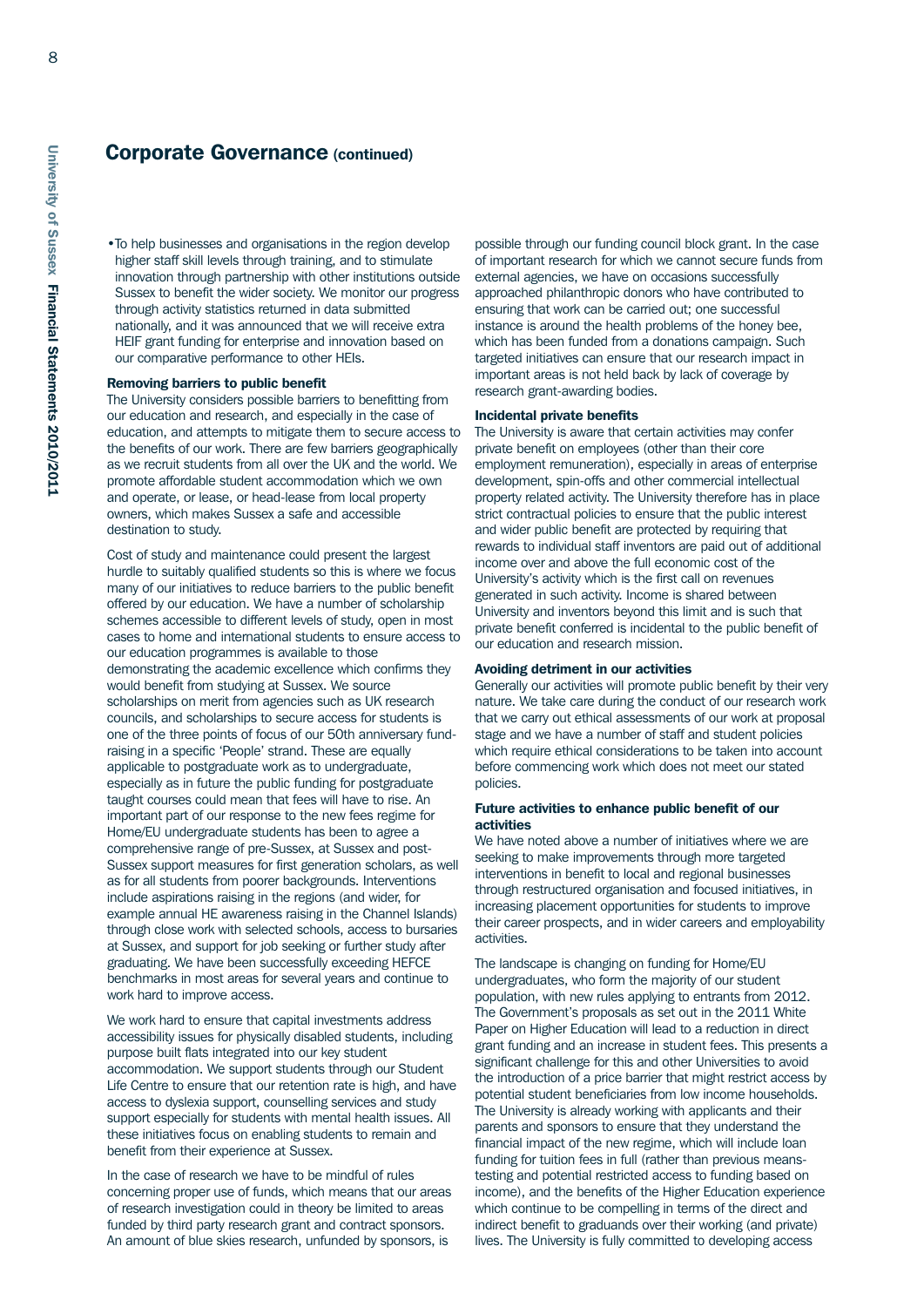## Corporate Governance (continued)

- To help businesses and organisations in the region develop higher staff skill levels through training, and to stimulate innovation through partnership with other institutions outside Sussex to benefit the wider society. We monitor our progress through activity statistics returned in data submitted nationally, and it was announced that we will receive extra HEIF grant funding for enterprise and innovation based on our comparative performance to other HEIs.

**Removing barriers to public benefit**

The University considers possible barriers to benefitting from our education and research, and especially in the case of education, and attempts to mitigate them to secure access to the benefits of our work. There are few barriers geographically as we recruit students from all over the UK and the world. We promote affordable student accommodation which we own and operate, or lease, or head-lease from local property owners, which makes Sussex a safe and accessible destination to study.

Cost of study and maintenance could present the largest hurdle to suitably qualified students so this is where we focus many of our initiatives to reduce barriers to the public benefit offered by our education. We have a number of scholarship schemes accessible to different levels of study, open in most cases to home and international students to ensure access to our education programmes is available to those demonstrating the academic excellence which confirms they would benefit from studying at Sussex. We source scholarships on merit from agencies such as UK research councils, and scholarships to secure access for students is one of the three points of focus of our 50th anniversary fund-raising in a specific 'People' strand. These are equally applicable to postgraduate work as to undergraduate, especially as in future the public funding for postgraduate taught courses could mean that fees will have to rise. An important part of our response to the new fees regime for Home/EU undergraduate students has been to agree a comprehensive range of pre-Sussex, at Sussex and post-Sussex support measures for first generation scholars, as well as for all students from poorer backgrounds. Interventions include aspirations raising in the regions (and wider, for example annual HE awareness raising in the Channel Islands) through close work with selected schools, access to bursaries at Sussex, and support for job seeking or further study after graduating. We have been successfully exceeding HEFCE benchmarks in most areas for several years and continue to work hard to improve access.

We work hard to ensure that capital investments address accessibility issues for physically disabled students, including purpose built flats integrated into our key student accommodation. We support students through our Student Life Centre to ensure that our retention rate is high, and have access to dyslexia support, counselling services and study support especially for students with mental health issues. All these initiatives focus on enabling students to remain and benefit from their experience at Sussex.

In the case of research we have to be mindful of rules concerning proper use of funds, which means that our areas of research investigation could in theory be limited to areas funded by third party research grant and contract sponsors. An amount of blue skies research, unfunded by sponsors, is possible through our funding council block grant. In the case of important research for which we cannot secure funds from external agencies, we have on occasions successfully approached philanthropic donors who have contributed to ensuring that work can be carried out; one successful instance is around the health problems of the honey bee, which has been funded from a donations campaign. Such targeted initiatives can ensure that our research impact in important areas is not held back by lack of coverage by research grant-awarding bodies.

**Incidental private benefits**

The University is aware that certain activities may confer private benefit on employees (other than their core employment remuneration), especially in areas of enterprise development, spin-offs and other commercial intellectual property related activity. The University therefore has in place strict contractual policies to ensure that the public interest and wider public benefit are protected by requiring that rewards to individual staff inventors are paid out of additional income over and above the full economic cost of the University's activity which is the first call on revenues generated in such activity. Income is shared between University and inventors beyond this limit and is such that private benefit conferred is incidental to the public benefit of our education and research mission.

**Avoiding detriment in our activities**

Generally our activities will promote public benefit by their very nature. We take care during the conduct of our research work that we carry out ethical assessments of our work at proposal stage and we have a number of staff and student policies which require ethical considerations to be taken into account before commencing work which does not meet our stated policies.

**Future activities to enhance public benefit of our activities**

We have noted above a number of initiatives where we are seeking to make improvements through more targeted interventions in benefit to local and regional businesses through restructured organisation and focused initiatives, in increasing placement opportunities for students to improve their career prospects, and in wider careers and employability activities.

The landscape is changing on funding for Home/EU undergraduates, who form the majority of our student population, with new rules applying to entrants from 2012. The Government's proposals as set out in the 2011 White Paper on Higher Education will lead to a reduction in direct grant funding and an increase in student fees. This presents a significant challenge for this and other Universities to avoid the introduction of a price barrier that might restrict access by potential student beneficiaries from low income households. The University is already working with applicants and their parents and sponsors to ensure that they understand the financial impact of the new regime, which will include loan funding for tuition fees in full (rather than previous means-testing and potential restricted access to funding based on income), and the benefits of the Higher Education experience which continue to be compelling in terms of the direct and indirect benefit to graduands over their working (and private) lives. The University is fully committed to developing access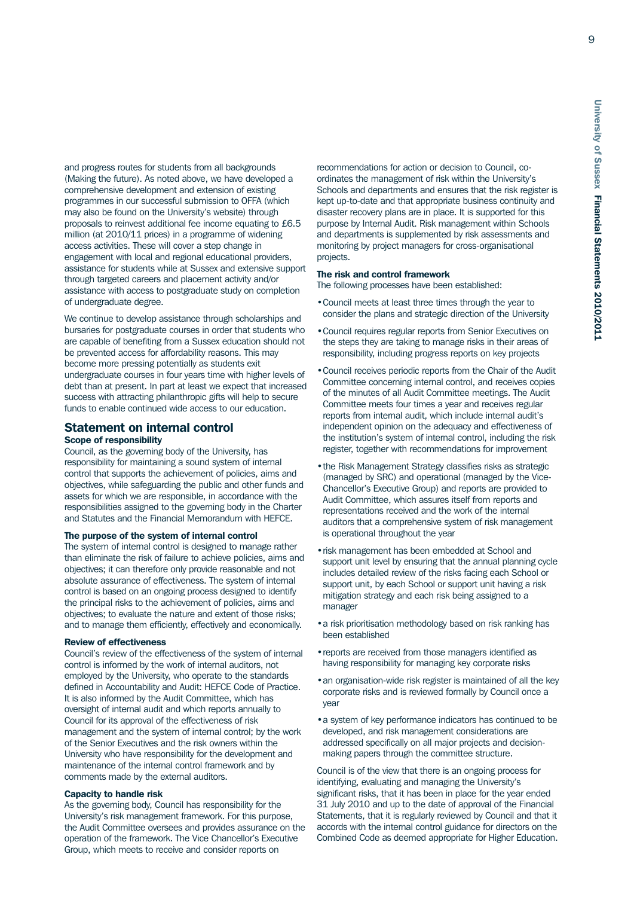and progress routes for students from all backgrounds (Making the future). As noted above, we have developed a comprehensive development and extension of existing programmes in our successful submission to OFFA (which may also be found on the University's website) through proposals to reinvest additional fee income equating to £6.5 million (at 2010/11 prices) in a programme of widening access activities. These will cover a step change in engagement with local and regional educational providers, assistance for students while at Sussex and extensive support through targeted careers and placement activity and/or assistance with access to postgraduate study on completion of undergraduate degree.

We continue to develop assistance through scholarships and bursaries for postgraduate courses in order that students who are capable of benefiting from a Sussex education should not be prevented access for affordability reasons. This may become more pressing potentially as students exit undergraduate courses in four years time with higher levels of debt than at present. In part at least we expect that increased success with attracting philanthropic gifts will help to secure funds to enable continued wide access to our education.

## Statement on internal control

### Scope of responsibility

Council, as the governing body of the University, has responsibility for maintaining a sound system of internal control that supports the achievement of policies, aims and objectives, while safeguarding the public and other funds and assets for which we are responsible, in accordance with the responsibilities assigned to the governing body in the Charter and Statutes and the Financial Memorandum with HEFCE.

### The purpose of the system of internal control

The system of internal control is designed to manage rather than eliminate the risk of failure to achieve policies, aims and objectives; it can therefore only provide reasonable and not absolute assurance of effectiveness. The system of internal control is based on an ongoing process designed to identify the principal risks to the achievement of policies, aims and objectives; to evaluate the nature and extent of those risks; and to manage them efficiently, effectively and economically.

### Review of effectiveness

Council's review of the effectiveness of the system of internal control is informed by the work of internal auditors, not employed by the University, who operate to the standards defined in Accountability and Audit: HEFCE Code of Practice. It is also informed by the Audit Committee, which has oversight of internal audit and which reports annually to Council for its approval of the effectiveness of risk management and the system of internal control; by the work of the Senior Executives and the risk owners within the University who have responsibility for the development and maintenance of the internal control framework and by comments made by the external auditors.

### Capacity to handle risk

As the governing body, Council has responsibility for the University's risk management framework. For this purpose, the Audit Committee oversees and provides assurance on the operation of the framework. The Vice Chancellor's Executive Group, which meets to receive and consider reports on recommendations for action or decision to Council, co-ordinates the management of risk within the University's Schools and departments and ensures that the risk register is kept up-to-date and that appropriate business continuity and disaster recovery plans are in place. It is supported for this purpose by Internal Audit. Risk management within Schools and departments is supplemented by risk assessments and monitoring by project managers for cross-organisational projects.

### The risk and control framework

The following processes have been established:

- Council meets at least three times through the year to consider the plans and strategic direction of the University
- Council requires regular reports from Senior Executives on the steps they are taking to manage risks in their areas of responsibility, including progress reports on key projects
- Council receives periodic reports from the Chair of the Audit Committee concerning internal control, and receives copies of the minutes of all Audit Committee meetings. The Audit Committee meets four times a year and receives regular reports from internal audit, which include internal audit's independent opinion on the adequacy and effectiveness of the institution's system of internal control, including the risk register, together with recommendations for improvement
- the Risk Management Strategy classifies risks as strategic (managed by SRC) and operational (managed by the Vice-Chancellor's Executive Group) and reports are provided to Audit Committee, which assures itself from reports and representations received and the work of the internal auditors that a comprehensive system of risk management is operational throughout the year
- risk management has been embedded at School and support unit level by ensuring that the annual planning cycle includes detailed review of the risks facing each School or support unit, by each School or support unit having a risk mitigation strategy and each risk being assigned to a manager
- a risk prioritisation methodology based on risk ranking has been established
- reports are received from those managers identified as having responsibility for managing key corporate risks
- an organisation-wide risk register is maintained of all the key corporate risks and is reviewed formally by Council once a year
- a system of key performance indicators has continued to be developed, and risk management considerations are addressed specifically on all major projects and decision-making papers through the committee structure.

Council is of the view that there is an ongoing process for identifying, evaluating and managing the University's significant risks, that it has been in place for the year ended 31 July 2010 and up to the date of approval of the Financial Statements, that it is regularly reviewed by Council and that it accords with the internal control guidance for directors on the Combined Code as deemed appropriate for Higher Education.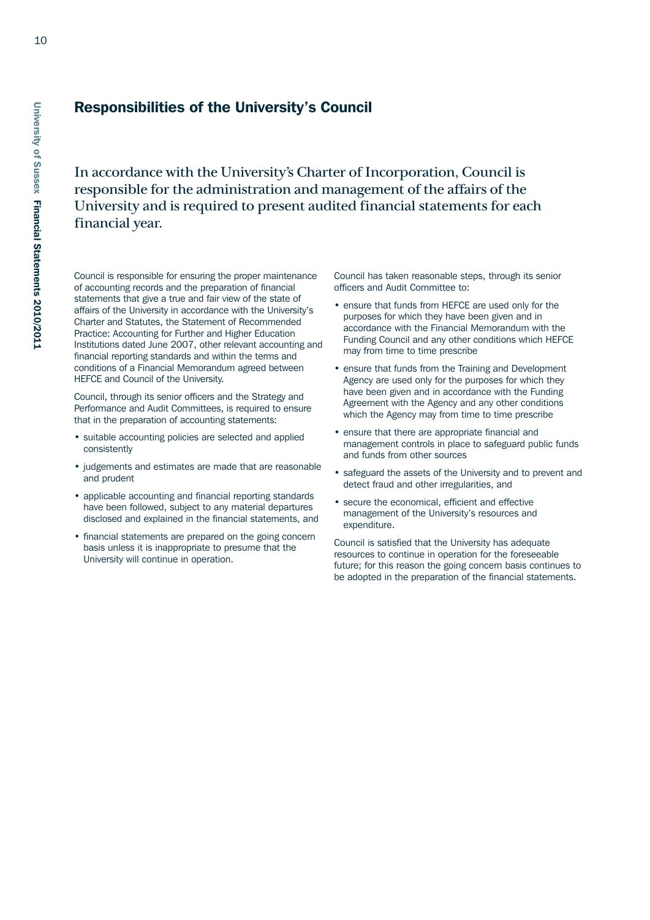## Responsibilities of the University's Council

In accordance with the University's Charter of Incorporation, Council is responsible for the administration and management of the affairs of the University and is required to present audited financial statements for each financial year.

Council is responsible for ensuring the proper maintenance of accounting records and the preparation of financial statements that give a true and fair view of the state of affairs of the University in accordance with the University's Charter and Statutes, the Statement of Recommended Practice: Accounting for Further and Higher Education Institutions dated June 2007, other relevant accounting and financial reporting standards and within the terms and conditions of a Financial Memorandum agreed between HEFCE and Council of the University.

Council, through its senior officers and the Strategy and Performance and Audit Committees, is required to ensure that in the preparation of accounting statements:

- suitable accounting policies are selected and applied consistently
- judgements and estimates are made that are reasonable and prudent
- applicable accounting and financial reporting standards have been followed, subject to any material departures disclosed and explained in the financial statements, and
- financial statements are prepared on the going concern basis unless it is inappropriate to presume that the University will continue in operation.

Council has taken reasonable steps, through its senior officers and Audit Committee to:

- ensure that funds from HEFCE are used only for the purposes for which they have been given and in accordance with the Financial Memorandum with the Funding Council and any other conditions which HEFCE may from time to time prescribe
- ensure that funds from the Training and Development Agency are used only for the purposes for which they have been given and in accordance with the Funding Agreement with the Agency and any other conditions which the Agency may from time to time prescribe
- ensure that there are appropriate financial and management controls in place to safeguard public funds and funds from other sources
- safeguard the assets of the University and to prevent and detect fraud and other irregularities, and
- secure the economical, efficient and effective management of the University's resources and expenditure.

Council is satisfied that the University has adequate resources to continue in operation for the foreseeable future; for this reason the going concern basis continues to be adopted in the preparation of the financial statements.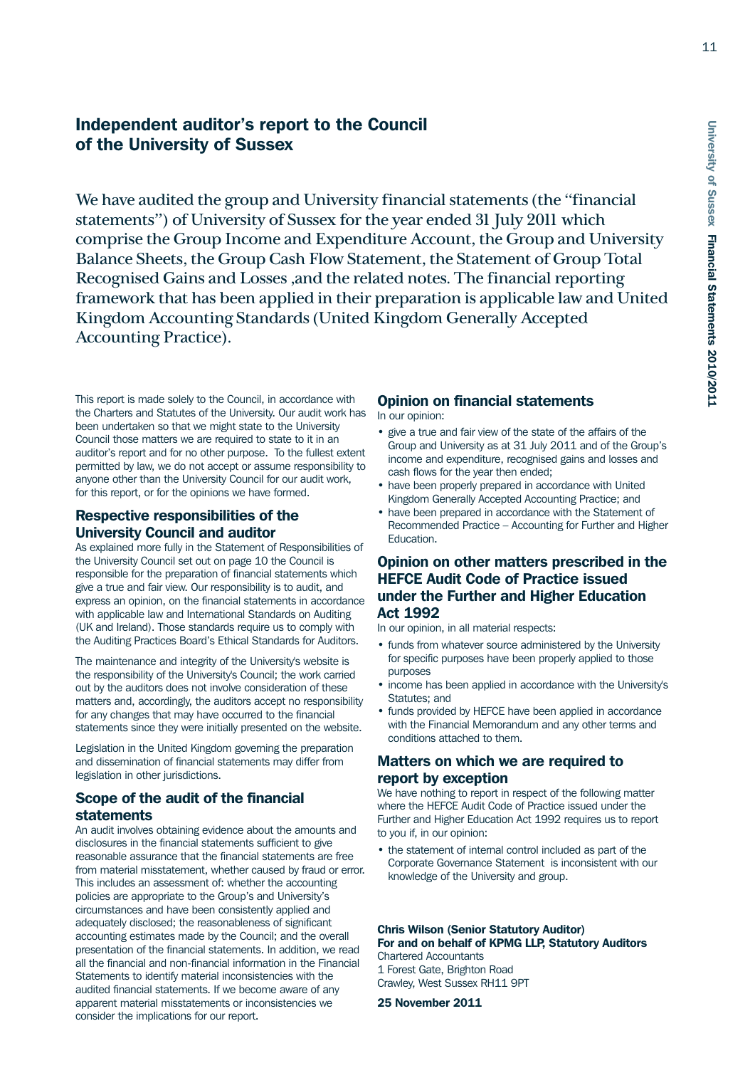# Independent auditor's report to the Council of the University of Sussex

We have audited the group and University financial statements (the "financial statements") of University of Sussex for the year ended 31 July 2011 which comprise the Group Income and Expenditure Account, the Group and University Balance Sheets, the Group Cash Flow Statement, the Statement of Group Total Recognised Gains and Losses ,and the related notes. The financial reporting framework that has been applied in their preparation is applicable law and United Kingdom Accounting Standards (United Kingdom Generally Accepted Accounting Practice).

This report is made solely to the Council, in accordance with the Charters and Statutes of the University. Our audit work has been undertaken so that we might state to the University Council those matters we are required to state to it in an auditor's report and for no other purpose. To the fullest extent permitted by law, we do not accept or assume responsibility to anyone other than the University Council for our audit work, for this report, or for the opinions we have formed.

## Respective responsibilities of the University Council and auditor

As explained more fully in the Statement of Responsibilities of the University Council set out on page 10 the Council is responsible for the preparation of financial statements which give a true and fair view. Our responsibility is to audit, and express an opinion, on the financial statements in accordance with applicable law and International Standards on Auditing (UK and Ireland). Those standards require us to comply with the Auditing Practices Board's Ethical Standards for Auditors.

The maintenance and integrity of the University's website is the responsibility of the University's Council; the work carried out by the auditors does not involve consideration of these matters and, accordingly, the auditors accept no responsibility for any changes that may have occurred to the financial statements since they were initially presented on the website.

Legislation in the United Kingdom governing the preparation and dissemination of financial statements may differ from legislation in other jurisdictions.

## Scope of the audit of the financial statements

An audit involves obtaining evidence about the amounts and disclosures in the financial statements sufficient to give reasonable assurance that the financial statements are free from material misstatement, whether caused by fraud or error. This includes an assessment of: whether the accounting policies are appropriate to the Group's and University's circumstances and have been consistently applied and adequately disclosed; the reasonableness of significant accounting estimates made by the Council; and the overall presentation of the financial statements. In addition, we read all the financial and non-financial information in the Financial Statements to identify material inconsistencies with the audited financial statements. If we become aware of any apparent material misstatements or inconsistencies we consider the implications for our report.

## Opinion on financial statements

In our opinion:

- give a true and fair view of the state of the affairs of the Group and University as at 31 July 2011 and of the Group's income and expenditure, recognised gains and losses and cash flows for the year then ended;
- have been properly prepared in accordance with United Kingdom Generally Accepted Accounting Practice; and
- have been prepared in accordance with the Statement of Recommended Practice – Accounting for Further and Higher Education.

## Opinion on other matters prescribed in the HEFCE Audit Code of Practice issued under the Further and Higher Education Act 1992

In our opinion, in all material respects:

- funds from whatever source administered by the University for specific purposes have been properly applied to those purposes
- income has been applied in accordance with the University's Statutes; and
- funds provided by HEFCE have been applied in accordance with the Financial Memorandum and any other terms and conditions attached to them.

## Matters on which we are required to report by exception

We have nothing to report in respect of the following matter where the HEFCE Audit Code of Practice issued under the Further and Higher Education Act 1992 requires us to report to you if, in our opinion:

- the statement of internal control included as part of the Corporate Governance Statement is inconsistent with our knowledge of the University and group.

**Chris Wilson (Senior Statutory Auditor)**
**For and on behalf of KPMG LLP, Statutory Auditors**
Chartered Accountants
1 Forest Gate, Brighton Road
Crawley, West Sussex RH11 9PT

**25 November 2011**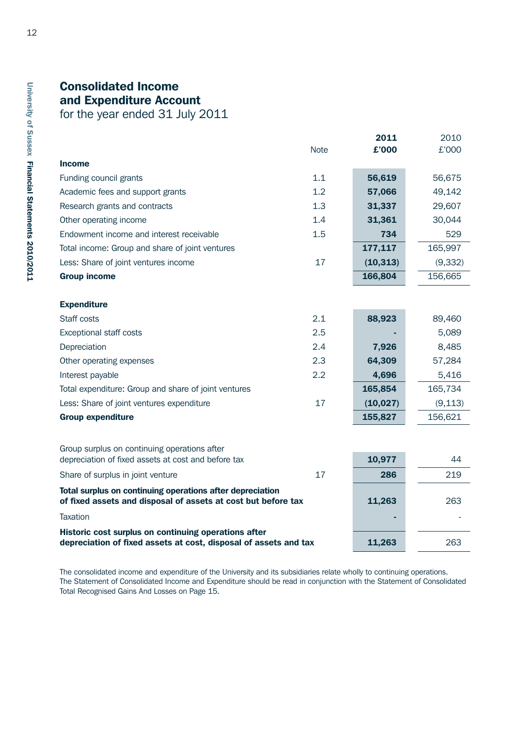# Consolidated Income and Expenditure Account

for the year ended 31 July 2011

| | Note | 2011 £'000 | 2010 £'000 |
|---|---|---|---|
| **Income** | | | |
| Funding council grants | 1.1 | **56,619** | 56,675 |
| Academic fees and support grants | 1.2 | **57,066** | 49,142 |
| Research grants and contracts | 1.3 | **31,337** | 29,607 |
| Other operating income | 1.4 | **31,361** | 30,044 |
| Endowment income and interest receivable | 1.5 | **734** | 529 |
| Total income: Group and share of joint ventures | | **177,117** | 165,997 |
| Less: Share of joint ventures income | 17 | **(10,313)** | (9,332) |
| **Group income** | | **166,804** | 156,665 |
| **Expenditure** | | | |
| Staff costs | 2.1 | **88,923** | 89,460 |
| Exceptional staff costs | 2.5 | **-** | 5,089 |
| Depreciation | 2.4 | **7,926** | 8,485 |
| Other operating expenses | 2.3 | **64,309** | 57,284 |
| Interest payable | 2.2 | **4,696** | 5,416 |
| Total expenditure: Group and share of joint ventures | | **165,854** | 165,734 |
| Less: Share of joint ventures expenditure | 17 | **(10,027)** | (9,113) |
| **Group expenditure** | | **155,827** | 156,621 |
| Group surplus on continuing operations after depreciation of fixed assets at cost and before tax | | **10,977** | 44 |
| Share of surplus in joint venture | 17 | **286** | 219 |
| **Total surplus on continuing operations after depreciation of fixed assets and disposal of assets at cost but before tax** | | **11,263** | 263 |
| Taxation | | **-** | - |
| **Historic cost surplus on continuing operations after depreciation of fixed assets at cost, disposal of assets and tax** | | **11,263** | 263 |

The consolidated income and expenditure of the University and its subsidiaries relate wholly to continuing operations. The Statement of Consolidated Income and Expenditure should be read in conjunction with the Statement of Consolidated Total Recognised Gains And Losses on Page 15.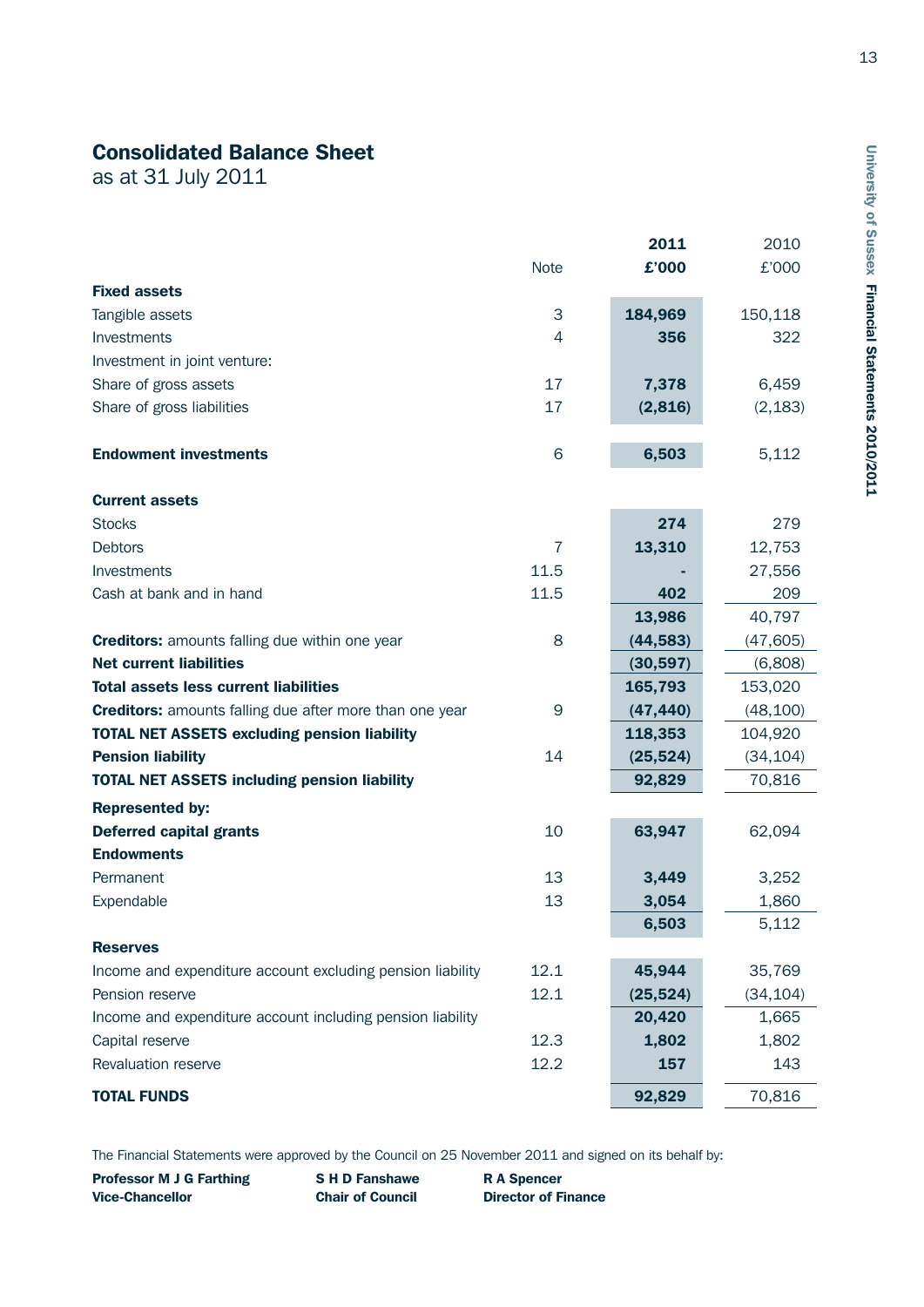# Consolidated Balance Sheet

as at 31 July 2011

| | Note | 2011 £'000 | 2010 £'000 |
|---|---|---|---|
| **Fixed assets** | | | |
| Tangible assets | 3 | **184,969** | 150,118 |
| Investments | 4 | **356** | 322 |
| Investment in joint venture: | | | |
| Share of gross assets | 17 | **7,378** | 6,459 |
| Share of gross liabilities | 17 | **(2,816)** | (2,183) |
| **Endowment investments** | 6 | **6,503** | 5,112 |
| **Current assets** | | | |
| Stocks | | **274** | 279 |
| Debtors | 7 | **13,310** | 12,753 |
| Investments | 11.5 | **-** | 27,556 |
| Cash at bank and in hand | 11.5 | **402** | 209 |
| | | **13,986** | 40,797 |
| **Creditors:** amounts falling due within one year | 8 | **(44,583)** | (47,605) |
| **Net current liabilities** | | **(30,597)** | (6,808) |
| **Total assets less current liabilities** | | **165,793** | 153,020 |
| **Creditors:** amounts falling due after more than one year | 9 | **(47,440)** | (48,100) |
| **TOTAL NET ASSETS excluding pension liability** | | **118,353** | 104,920 |
| **Pension liability** | 14 | **(25,524)** | (34,104) |
| **TOTAL NET ASSETS including pension liability** | | **92,829** | 70,816 |
| **Represented by:** | | | |
| **Deferred capital grants** | 10 | **63,947** | 62,094 |
| **Endowments** | | | |
| Permanent | 13 | **3,449** | 3,252 |
| Expendable | 13 | **3,054** | 1,860 |
| | | **6,503** | 5,112 |
| **Reserves** | | | |
| Income and expenditure account excluding pension liability | 12.1 | **45,944** | 35,769 |
| Pension reserve | 12.1 | **(25,524)** | (34,104) |
| Income and expenditure account including pension liability | | **20,420** | 1,665 |
| Capital reserve | 12.3 | **1,802** | 1,802 |
| Revaluation reserve | 12.2 | **157** | 143 |
| **TOTAL FUNDS** | | **92,829** | 70,816 |

The Financial Statements were approved by the Council on 25 November 2011 and signed on its behalf by:

**Professor M J G Farthing**
**Vice-Chancellor**

**S H D Fanshawe**
**Chair of Council**

**R A Spencer**
**Director of Finance**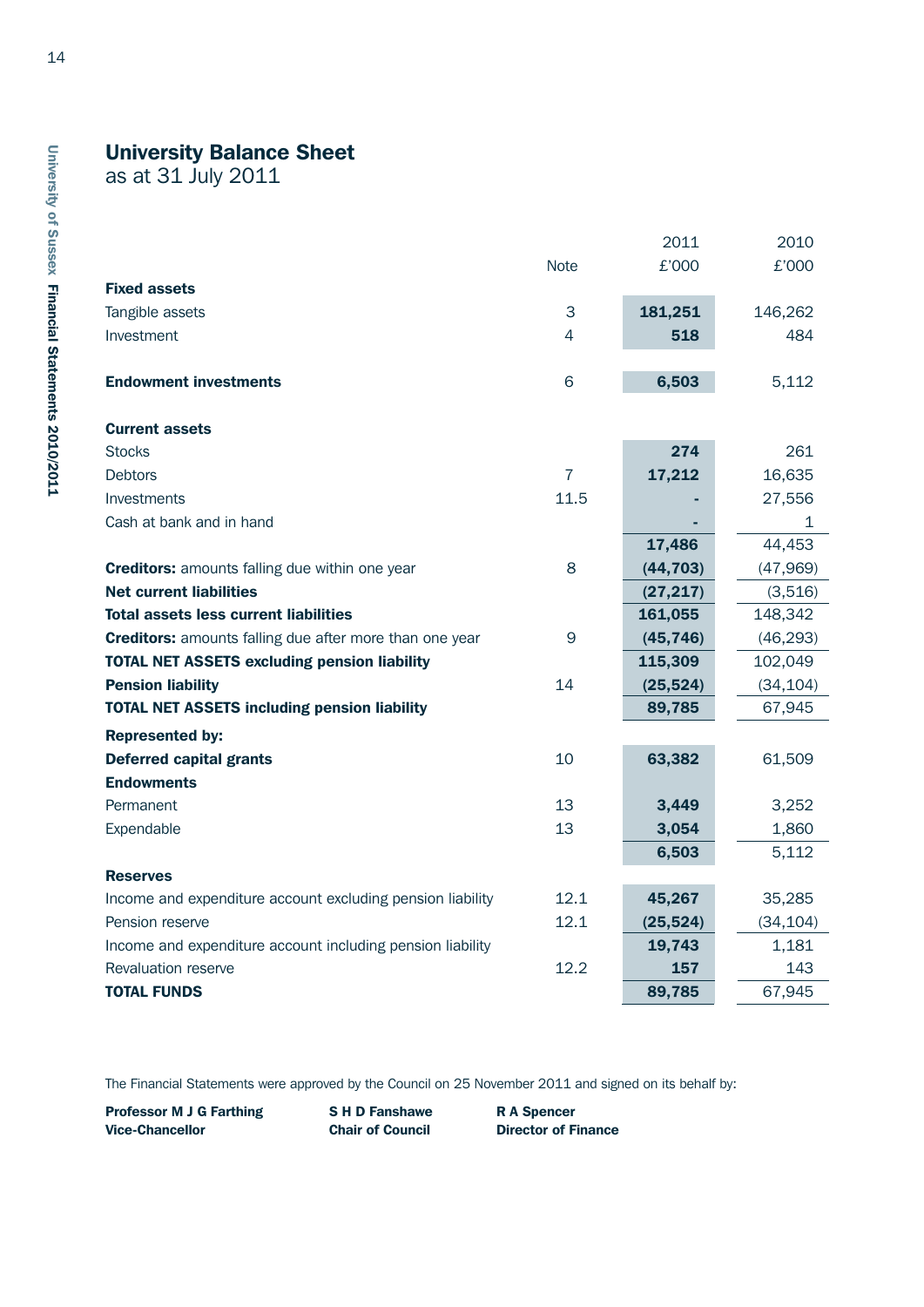# University Balance Sheet

as at 31 July 2011

| | Note | 2011 £'000 | 2010 £'000 |
|---|---|---|---|
| **Fixed assets** | | | |
| Tangible assets | 3 | **181,251** | 146,262 |
| Investment | 4 | **518** | 484 |
| | | | |
| **Endowment investments** | 6 | **6,503** | 5,112 |
| | | | |
| **Current assets** | | | |
| Stocks | | **274** | 261 |
| Debtors | 7 | **17,212** | 16,635 |
| Investments | 11.5 | **-** | 27,556 |
| Cash at bank and in hand | | **-** | 1 |
| | | **17,486** | 44,453 |
| **Creditors:** amounts falling due within one year | 8 | **(44,703)** | (47,969) |
| **Net current liabilities** | | **(27,217)** | (3,516) |
| **Total assets less current liabilities** | | **161,055** | 148,342 |
| **Creditors:** amounts falling due after more than one year | 9 | **(45,746)** | (46,293) |
| **TOTAL NET ASSETS excluding pension liability** | | **115,309** | 102,049 |
| **Pension liability** | 14 | **(25,524)** | (34,104) |
| **TOTAL NET ASSETS including pension liability** | | **89,785** | 67,945 |
| **Represented by:** | | | |
| **Deferred capital grants** | 10 | **63,382** | 61,509 |
| **Endowments** | | | |
| Permanent | 13 | **3,449** | 3,252 |
| Expendable | 13 | **3,054** | 1,860 |
| | | **6,503** | 5,112 |
| **Reserves** | | | |
| Income and expenditure account excluding pension liability | 12.1 | **45,267** | 35,285 |
| Pension reserve | 12.1 | **(25,524)** | (34,104) |
| Income and expenditure account including pension liability | | **19,743** | 1,181 |
| Revaluation reserve | 12.2 | **157** | 143 |
| **TOTAL FUNDS** | | **89,785** | 67,945 |

The Financial Statements were approved by the Council on 25 November 2011 and signed on its behalf by:

**Professor M J G Farthing**
**Vice-Chancellor**

**S H D Fanshawe**
**Chair of Council**

**R A Spencer**
**Director of Finance**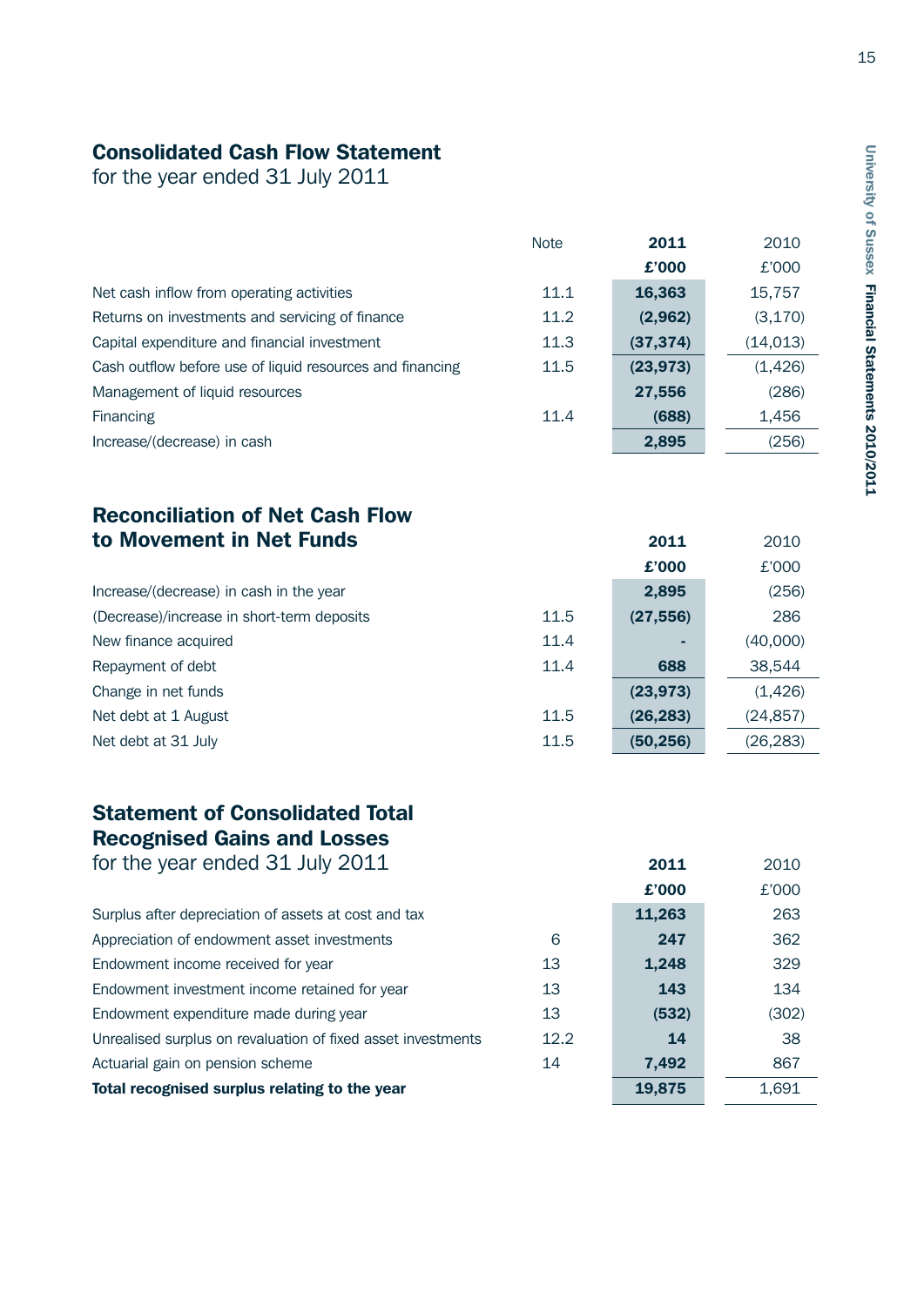## Consolidated Cash Flow Statement

for the year ended 31 July 2011

| | Note | **2011** | 2010 |
|---|---|---|---|
| | | **£'000** | £'000 |
| Net cash inflow from operating activities | 11.1 | **16,363** | 15,757 |
| Returns on investments and servicing of finance | 11.2 | **(2,962)** | (3,170) |
| Capital expenditure and financial investment | 11.3 | **(37,374)** | (14,013) |
| Cash outflow before use of liquid resources and financing | 11.5 | **(23,973)** | (1,426) |
| Management of liquid resources | | **27,556** | (286) |
| Financing | 11.4 | **(688)** | 1,456 |
| Increase/(decrease) in cash | | **2,895** | (256) |

## Reconciliation of Net Cash Flow to Movement in Net Funds

| | | **2011** | 2010 |
|---|---|---|---|
| | | **£'000** | £'000 |
| Increase/(decrease) in cash in the year | | **2,895** | (256) |
| (Decrease)/increase in short-term deposits | 11.5 | **(27,556)** | 286 |
| New finance acquired | 11.4 | **-** | (40,000) |
| Repayment of debt | 11.4 | **688** | 38,544 |
| Change in net funds | | **(23,973)** | (1,426) |
| Net debt at 1 August | 11.5 | **(26,283)** | (24,857) |
| Net debt at 31 July | 11.5 | **(50,256)** | (26,283) |

## Statement of Consolidated Total Recognised Gains and Losses

for the year ended 31 July 2011

| | | **2011** | 2010 |
|---|---|---|---|
| | | **£'000** | £'000 |
| Surplus after depreciation of assets at cost and tax | | **11,263** | 263 |
| Appreciation of endowment asset investments | 6 | **247** | 362 |
| Endowment income received for year | 13 | **1,248** | 329 |
| Endowment investment income retained for year | 13 | **143** | 134 |
| Endowment expenditure made during year | 13 | **(532)** | (302) |
| Unrealised surplus on revaluation of fixed asset investments | 12.2 | **14** | 38 |
| Actuarial gain on pension scheme | 14 | **7,492** | 867 |
| **Total recognised surplus relating to the year** | | **19,875** | 1,691 |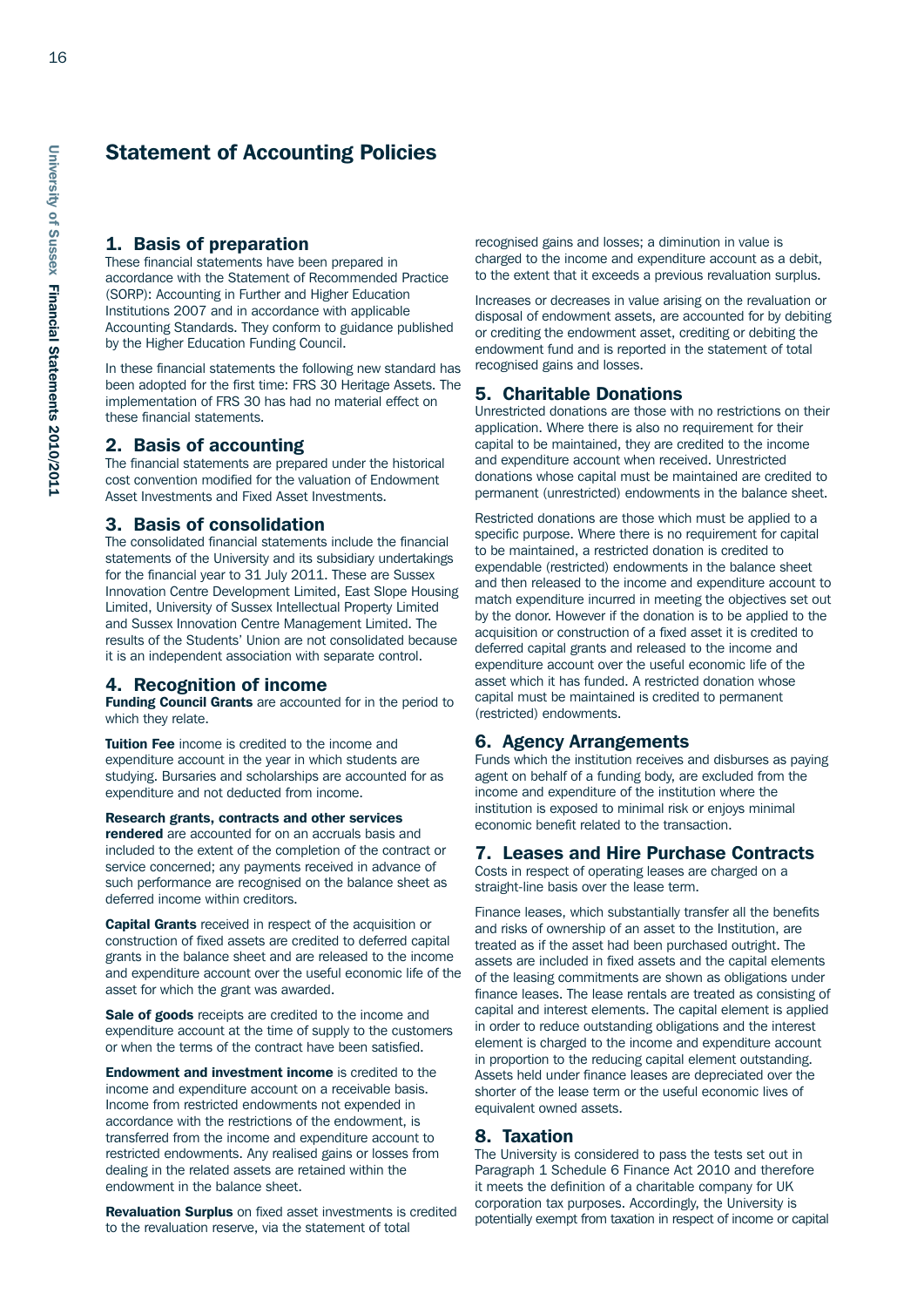# Statement of Accounting Policies

## 1. Basis of preparation

These financial statements have been prepared in accordance with the Statement of Recommended Practice (SORP): Accounting in Further and Higher Education Institutions 2007 and in accordance with applicable Accounting Standards. They conform to guidance published by the Higher Education Funding Council.

In these financial statements the following new standard has been adopted for the first time: FRS 30 Heritage Assets. The implementation of FRS 30 has had no material effect on these financial statements.

## 2. Basis of accounting

The financial statements are prepared under the historical cost convention modified for the valuation of Endowment Asset Investments and Fixed Asset Investments.

## 3. Basis of consolidation

The consolidated financial statements include the financial statements of the University and its subsidiary undertakings for the financial year to 31 July 2011. These are Sussex Innovation Centre Development Limited, East Slope Housing Limited, University of Sussex Intellectual Property Limited and Sussex Innovation Centre Management Limited. The results of the Students' Union are not consolidated because it is an independent association with separate control.

## 4. Recognition of income

**Funding Council Grants** are accounted for in the period to which they relate.

**Tuition Fee** income is credited to the income and expenditure account in the year in which students are studying. Bursaries and scholarships are accounted for as expenditure and not deducted from income.

**Research grants, contracts and other services rendered** are accounted for on an accruals basis and included to the extent of the completion of the contract or service concerned; any payments received in advance of such performance are recognised on the balance sheet as deferred income within creditors.

**Capital Grants** received in respect of the acquisition or construction of fixed assets are credited to deferred capital grants in the balance sheet and are released to the income and expenditure account over the useful economic life of the asset for which the grant was awarded.

**Sale of goods** receipts are credited to the income and expenditure account at the time of supply to the customers or when the terms of the contract have been satisfied.

**Endowment and investment income** is credited to the income and expenditure account on a receivable basis. Income from restricted endowments not expended in accordance with the restrictions of the endowment, is transferred from the income and expenditure account to restricted endowments. Any realised gains or losses from dealing in the related assets are retained within the endowment in the balance sheet.

**Revaluation Surplus** on fixed asset investments is credited to the revaluation reserve, via the statement of total recognised gains and losses; a diminution in value is charged to the income and expenditure account as a debit, to the extent that it exceeds a previous revaluation surplus.

Increases or decreases in value arising on the revaluation or disposal of endowment assets, are accounted for by debiting or crediting the endowment asset, crediting or debiting the endowment fund and is reported in the statement of total recognised gains and losses.

## 5. Charitable Donations

Unrestricted donations are those with no restrictions on their application. Where there is also no requirement for their capital to be maintained, they are credited to the income and expenditure account when received. Unrestricted donations whose capital must be maintained are credited to permanent (unrestricted) endowments in the balance sheet.

Restricted donations are those which must be applied to a specific purpose. Where there is no requirement for capital to be maintained, a restricted donation is credited to expendable (restricted) endowments in the balance sheet and then released to the income and expenditure account to match expenditure incurred in meeting the objectives set out by the donor. However if the donation is to be applied to the acquisition or construction of a fixed asset it is credited to deferred capital grants and released to the income and expenditure account over the useful economic life of the asset which it has funded. A restricted donation whose capital must be maintained is credited to permanent (restricted) endowments.

## 6. Agency Arrangements

Funds which the institution receives and disburses as paying agent on behalf of a funding body, are excluded from the income and expenditure of the institution where the institution is exposed to minimal risk or enjoys minimal economic benefit related to the transaction.

## 7. Leases and Hire Purchase Contracts

Costs in respect of operating leases are charged on a straight-line basis over the lease term.

Finance leases, which substantially transfer all the benefits and risks of ownership of an asset to the Institution, are treated as if the asset had been purchased outright. The assets are included in fixed assets and the capital elements of the leasing commitments are shown as obligations under finance leases. The lease rentals are treated as consisting of capital and interest elements. The capital element is applied in order to reduce outstanding obligations and the interest element is charged to the income and expenditure account in proportion to the reducing capital element outstanding. Assets held under finance leases are depreciated over the shorter of the lease term or the useful economic lives of equivalent owned assets.

## 8. Taxation

The University is considered to pass the tests set out in Paragraph 1 Schedule 6 Finance Act 2010 and therefore it meets the definition of a charitable company for UK corporation tax purposes. Accordingly, the University is potentially exempt from taxation in respect of income or capital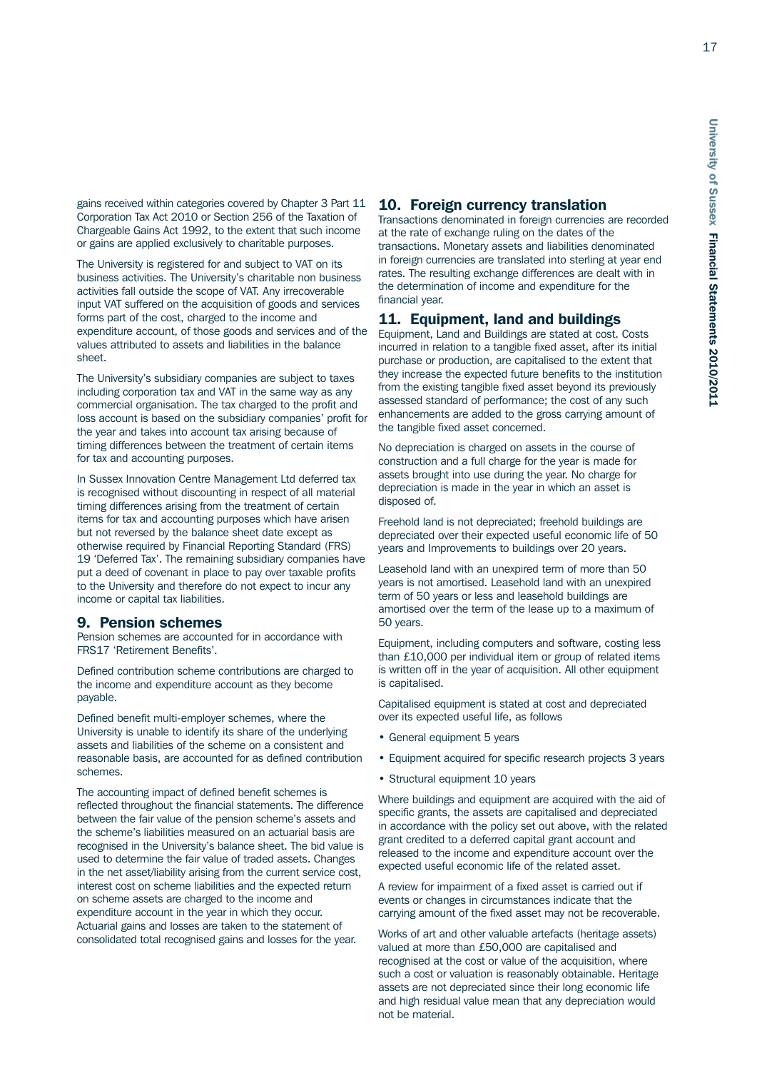gains received within categories covered by Chapter 3 Part 11 Corporation Tax Act 2010 or Section 256 of the Taxation of Chargeable Gains Act 1992, to the extent that such income or gains are applied exclusively to charitable purposes.

The University is registered for and subject to VAT on its business activities. The University's charitable non business activities fall outside the scope of VAT. Any irrecoverable input VAT suffered on the acquisition of goods and services forms part of the cost, charged to the income and expenditure account, of those goods and services and of the values attributed to assets and liabilities in the balance sheet.

The University's subsidiary companies are subject to taxes including corporation tax and VAT in the same way as any commercial organisation. The tax charged to the profit and loss account is based on the subsidiary companies' profit for the year and takes into account tax arising because of timing differences between the treatment of certain items for tax and accounting purposes.

In Sussex Innovation Centre Management Ltd deferred tax is recognised without discounting in respect of all material timing differences arising from the treatment of certain items for tax and accounting purposes which have arisen but not reversed by the balance sheet date except as otherwise required by Financial Reporting Standard (FRS) 19 'Deferred Tax'. The remaining subsidiary companies have put a deed of covenant in place to pay over taxable profits to the University and therefore do not expect to incur any income or capital tax liabilities.

## 9. Pension schemes

Pension schemes are accounted for in accordance with FRS17 'Retirement Benefits'.

Defined contribution scheme contributions are charged to the income and expenditure account as they become payable.

Defined benefit multi-employer schemes, where the University is unable to identify its share of the underlying assets and liabilities of the scheme on a consistent and reasonable basis, are accounted for as defined contribution schemes.

The accounting impact of defined benefit schemes is reflected throughout the financial statements. The difference between the fair value of the pension scheme's assets and the scheme's liabilities measured on an actuarial basis are recognised in the University's balance sheet. The bid value is used to determine the fair value of traded assets. Changes in the net asset/liability arising from the current service cost, interest cost on scheme liabilities and the expected return on scheme assets are charged to the income and expenditure account in the year in which they occur. Actuarial gains and losses are taken to the statement of consolidated total recognised gains and losses for the year.

## 10. Foreign currency translation

Transactions denominated in foreign currencies are recorded at the rate of exchange ruling on the dates of the transactions. Monetary assets and liabilities denominated in foreign currencies are translated into sterling at year end rates. The resulting exchange differences are dealt with in the determination of income and expenditure for the financial year.

## 11. Equipment, land and buildings

Equipment, Land and Buildings are stated at cost. Costs incurred in relation to a tangible fixed asset, after its initial purchase or production, are capitalised to the extent that they increase the expected future benefits to the institution from the existing tangible fixed asset beyond its previously assessed standard of performance; the cost of any such enhancements are added to the gross carrying amount of the tangible fixed asset concerned.

No depreciation is charged on assets in the course of construction and a full charge for the year is made for assets brought into use during the year. No charge for depreciation is made in the year in which an asset is disposed of.

Freehold land is not depreciated; freehold buildings are depreciated over their expected useful economic life of 50 years and Improvements to buildings over 20 years.

Leasehold land with an unexpired term of more than 50 years is not amortised. Leasehold land with an unexpired term of 50 years or less and leasehold buildings are amortised over the term of the lease up to a maximum of 50 years.

Equipment, including computers and software, costing less than £10,000 per individual item or group of related items is written off in the year of acquisition. All other equipment is capitalised.

Capitalised equipment is stated at cost and depreciated over its expected useful life, as follows

- General equipment 5 years
- Equipment acquired for specific research projects 3 years
- Structural equipment 10 years

Where buildings and equipment are acquired with the aid of specific grants, the assets are capitalised and depreciated in accordance with the policy set out above, with the related grant credited to a deferred capital grant account and released to the income and expenditure account over the expected useful economic life of the related asset.

A review for impairment of a fixed asset is carried out if events or changes in circumstances indicate that the carrying amount of the fixed asset may not be recoverable.

Works of art and other valuable artefacts (heritage assets) valued at more than £50,000 are capitalised and recognised at the cost or value of the acquisition, where such a cost or valuation is reasonably obtainable. Heritage assets are not depreciated since their long economic life and high residual value mean that any depreciation would not be material.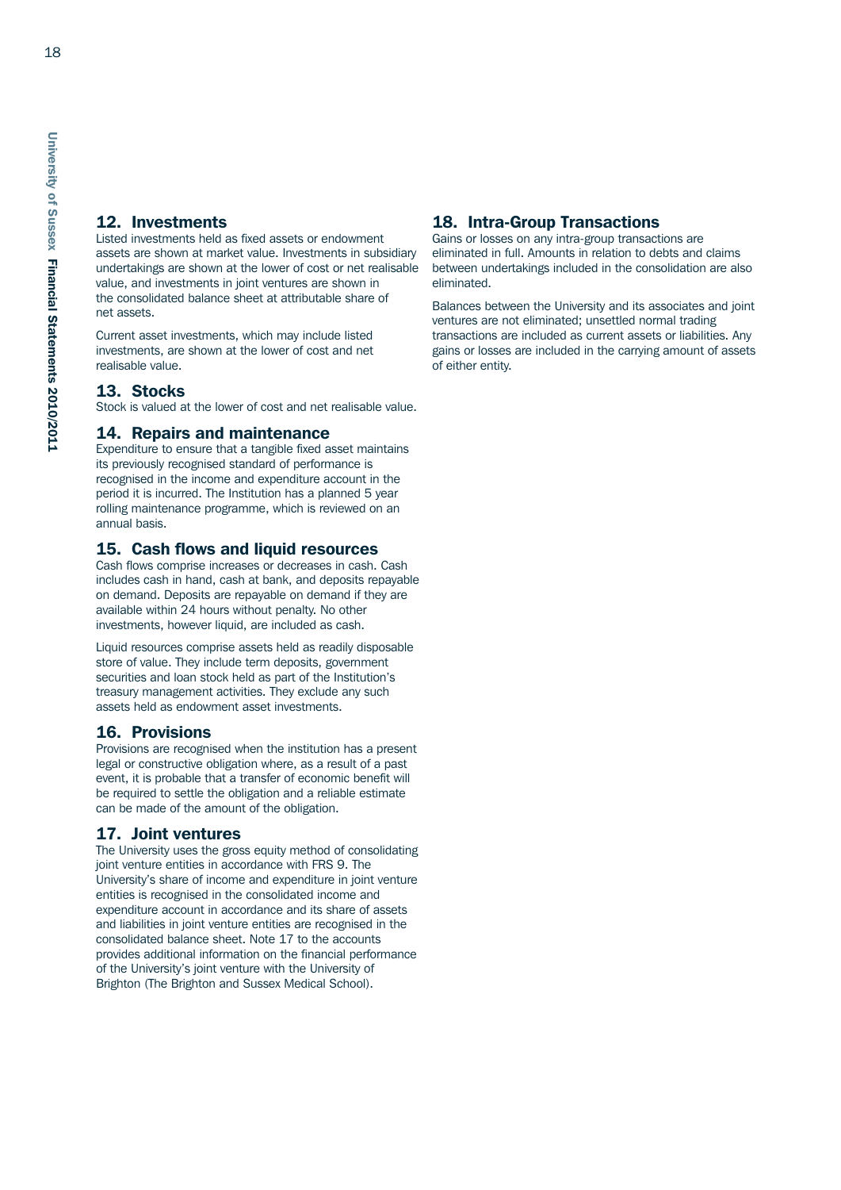## 12. Investments

Listed investments held as fixed assets or endowment assets are shown at market value. Investments in subsidiary undertakings are shown at the lower of cost or net realisable value, and investments in joint ventures are shown in the consolidated balance sheet at attributable share of net assets.

Current asset investments, which may include listed investments, are shown at the lower of cost and net realisable value.

## 13. Stocks

Stock is valued at the lower of cost and net realisable value.

## 14. Repairs and maintenance

Expenditure to ensure that a tangible fixed asset maintains its previously recognised standard of performance is recognised in the income and expenditure account in the period it is incurred. The Institution has a planned 5 year rolling maintenance programme, which is reviewed on an annual basis.

## 15. Cash flows and liquid resources

Cash flows comprise increases or decreases in cash. Cash includes cash in hand, cash at bank, and deposits repayable on demand. Deposits are repayable on demand if they are available within 24 hours without penalty. No other investments, however liquid, are included as cash.

Liquid resources comprise assets held as readily disposable store of value. They include term deposits, government securities and loan stock held as part of the Institution's treasury management activities. They exclude any such assets held as endowment asset investments.

## 16. Provisions

Provisions are recognised when the institution has a present legal or constructive obligation where, as a result of a past event, it is probable that a transfer of economic benefit will be required to settle the obligation and a reliable estimate can be made of the amount of the obligation.

## 17. Joint ventures

The University uses the gross equity method of consolidating joint venture entities in accordance with FRS 9. The University's share of income and expenditure in joint venture entities is recognised in the consolidated income and expenditure account in accordance and its share of assets and liabilities in joint venture entities are recognised in the consolidated balance sheet. Note 17 to the accounts provides additional information on the financial performance of the University's joint venture with the University of Brighton (The Brighton and Sussex Medical School).

## 18. Intra-Group Transactions

Gains or losses on any intra-group transactions are eliminated in full. Amounts in relation to debts and claims between undertakings included in the consolidation are also eliminated.

Balances between the University and its associates and joint ventures are not eliminated; unsettled normal trading transactions are included as current assets or liabilities. Any gains or losses are included in the carrying amount of assets of either entity.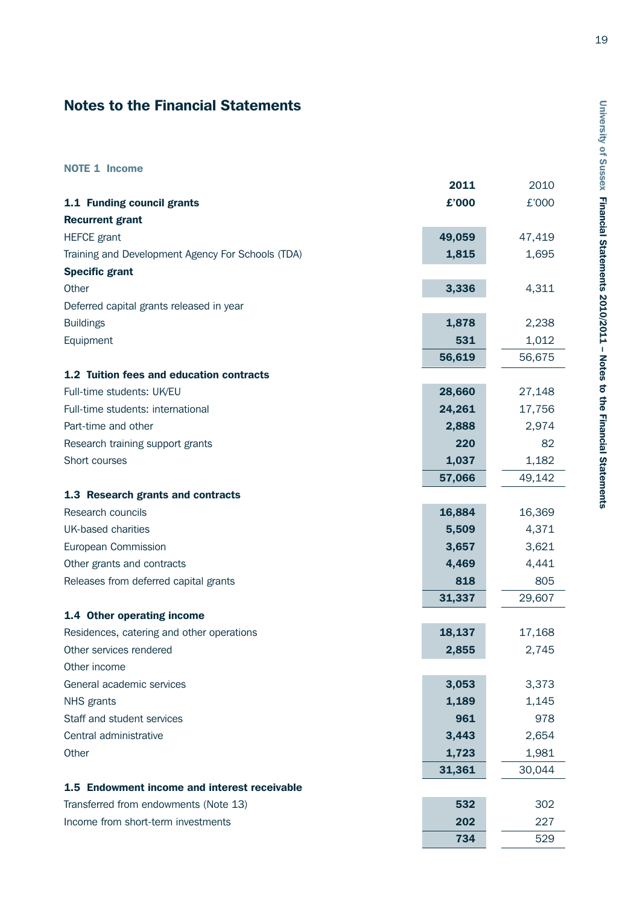## Notes to the Financial Statements

### NOTE 1 Income

| | 2011 | 2010 |
|---|---|---|
| **1.1 Funding council grants** | **£'000** | £'000 |
| **Recurrent grant** | | |
| HEFCE grant | **49,059** | 47,419 |
| Training and Development Agency For Schools (TDA) | **1,815** | 1,695 |
| **Specific grant** | | |
| Other | **3,336** | 4,311 |
| Deferred capital grants released in year | | |
| Buildings | **1,878** | 2,238 |
| Equipment | **531** | 1,012 |
| | **56,619** | 56,675 |
| **1.2 Tuition fees and education contracts** | | |
| Full-time students: UK/EU | **28,660** | 27,148 |
| Full-time students: international | **24,261** | 17,756 |
| Part-time and other | **2,888** | 2,974 |
| Research training support grants | **220** | 82 |
| Short courses | **1,037** | 1,182 |
| | **57,066** | 49,142 |
| **1.3 Research grants and contracts** | | |
| Research councils | **16,884** | 16,369 |
| UK-based charities | **5,509** | 4,371 |
| European Commission | **3,657** | 3,621 |
| Other grants and contracts | **4,469** | 4,441 |
| Releases from deferred capital grants | **818** | 805 |
| | **31,337** | 29,607 |
| **1.4 Other operating income** | | |
| Residences, catering and other operations | **18,137** | 17,168 |
| Other services rendered | **2,855** | 2,745 |
| Other income | | |
| General academic services | **3,053** | 3,373 |
| NHS grants | **1,189** | 1,145 |
| Staff and student services | **961** | 978 |
| Central administrative | **3,443** | 2,654 |
| Other | **1,723** | 1,981 |
| | **31,361** | 30,044 |
| **1.5 Endowment income and interest receivable** | | |
| Transferred from endowments (Note 13) | **532** | 302 |
| Income from short-term investments | **202** | 227 |
| | **734** | 529 |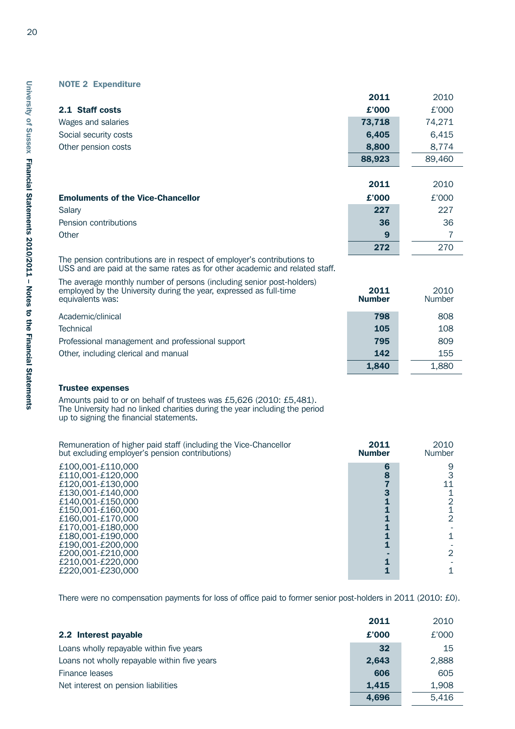## NOTE 2 Expenditure

| 2.1 Staff costs | 2011 £'000 | 2010 £'000 |
|---|---|---|
| Wages and salaries | **73,718** | 74,271 |
| Social security costs | **6,405** | 6,415 |
| Other pension costs | **8,800** | 8,774 |
| | **88,923** | 89,460 |

| Emoluments of the Vice-Chancellor | 2011 £'000 | 2010 £'000 |
|---|---|---|
| Salary | **227** | 227 |
| Pension contributions | **36** | 36 |
| Other | **9** | 7 |
| | **272** | 270 |

The pension contributions are in respect of employer's contributions to USS and are paid at the same rates as for other academic and related staff.

| The average monthly number of persons (including senior post-holders) employed by the University during the year, expressed as full-time equivalents was: | 2011 Number | 2010 Number |
|---|---|---|
| Academic/clinical | **798** | 808 |
| Technical | **105** | 108 |
| Professional management and professional support | **795** | 809 |
| Other, including clerical and manual | **142** | 155 |
| | **1,840** | 1,880 |

### Trustee expenses

Amounts paid to or on behalf of trustees was £5,626 (2010: £5,481). The University had no linked charities during the year including the period up to signing the financial statements.

| Remuneration of higher paid staff (including the Vice-Chancellor but excluding employer's pension contributions) | 2011 Number | 2010 Number |
|---|---|---|
| £100,001-£110,000 | **6** | 9 |
| £110,001-£120,000 | **8** | 3 |
| £120,001-£130,000 | **7** | 11 |
| £130,001-£140,000 | **3** | 1 |
| £140,001-£150,000 | **1** | 2 |
| £150,001-£160,000 | **1** | 1 |
| £160,001-£170,000 | **1** | 2 |
| £170,001-£180,000 | **1** | - |
| £180,001-£190,000 | **1** | 1 |
| £190,001-£200,000 | **1** | - |
| £200,001-£210,000 | **-** | 2 |
| £210,001-£220,000 | **1** | - |
| £220,001-£230,000 | **1** | 1 |

There were no compensation payments for loss of office paid to former senior post-holders in 2011 (2010: £0).

| 2.2 Interest payable | 2011 £'000 | 2010 £'000 |
|---|---|---|
| Loans wholly repayable within five years | **32** | 15 |
| Loans not wholly repayable within five years | **2,643** | 2,888 |
| Finance leases | **606** | 605 |
| Net interest on pension liabilities | **1,415** | 1,908 |
| | **4,696** | 5,416 |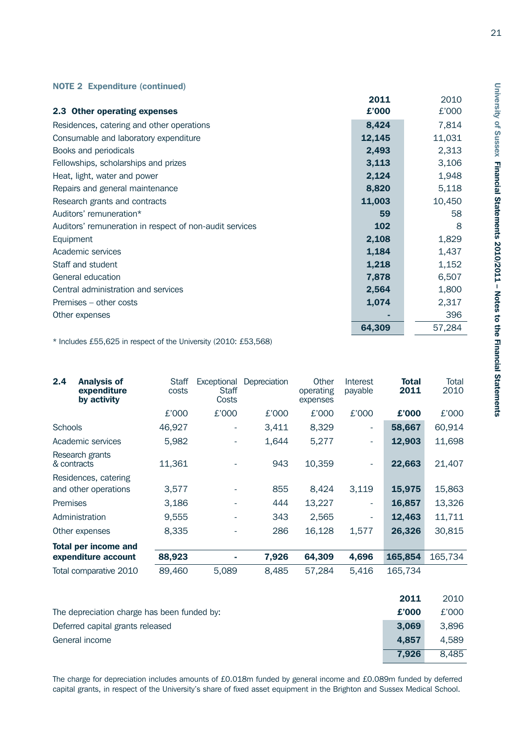## NOTE 2 Expenditure (continued)

| 2.3 Other operating expenses | 2011 £'000 | 2010 £'000 |
|---|---|---|
| Residences, catering and other operations | **8,424** | 7,814 |
| Consumable and laboratory expenditure | **12,145** | 11,031 |
| Books and periodicals | **2,493** | 2,313 |
| Fellowships, scholarships and prizes | **3,113** | 3,106 |
| Heat, light, water and power | **2,124** | 1,948 |
| Repairs and general maintenance | **8,820** | 5,118 |
| Research grants and contracts | **11,003** | 10,450 |
| Auditors' remuneration* | **59** | 58 |
| Auditors' remuneration in respect of non-audit services | **102** | 8 |
| Equipment | **2,108** | 1,829 |
| Academic services | **1,184** | 1,437 |
| Staff and student | **1,218** | 1,152 |
| General education | **7,878** | 6,507 |
| Central administration and services | **2,564** | 1,800 |
| Premises – other costs | **1,074** | 2,317 |
| Other expenses | **-** | 396 |
| | **64,309** | 57,284 |

* Includes £55,625 in respect of the University (2010: £53,568)

| 2.4 Analysis of expenditure by activity | Staff costs | Exceptional Staff Costs | Depreciation | Other operating expenses | Interest payable | Total 2011 | Total 2010 |
|---|---|---|---|---|---|---|---|
| | £'000 | £'000 | £'000 | £'000 | £'000 | **£'000** | £'000 |
| Schools | 46,927 | - | 3,411 | 8,329 | - | **58,667** | 60,914 |
| Academic services | 5,982 | - | 1,644 | 5,277 | - | **12,903** | 11,698 |
| Research grants & contracts | 11,361 | - | 943 | 10,359 | - | **22,663** | 21,407 |
| Residences, catering and other operations | 3,577 | - | 855 | 8,424 | 3,119 | **15,975** | 15,863 |
| Premises | 3,186 | - | 444 | 13,227 | - | **16,857** | 13,326 |
| Administration | 9,555 | - | 343 | 2,565 | - | **12,463** | 11,711 |
| Other expenses | 8,335 | - | 286 | 16,128 | 1,577 | **26,326** | 30,815 |
| **Total per income and expenditure account** | **88,923** | **-** | **7,926** | **64,309** | **4,696** | **165,854** | 165,734 |
| Total comparative 2010 | 89,460 | 5,089 | 8,485 | 57,284 | 5,416 | 165,734 | |

| The depreciation charge has been funded by: | 2011 £'000 | 2010 £'000 |
|---|---|---|
| Deferred capital grants released | **3,069** | 3,896 |
| General income | **4,857** | 4,589 |
| | **7,926** | 8,485 |

The charge for depreciation includes amounts of £0.018m funded by general income and £0.089m funded by deferred capital grants, in respect of the University's share of fixed asset equipment in the Brighton and Sussex Medical School.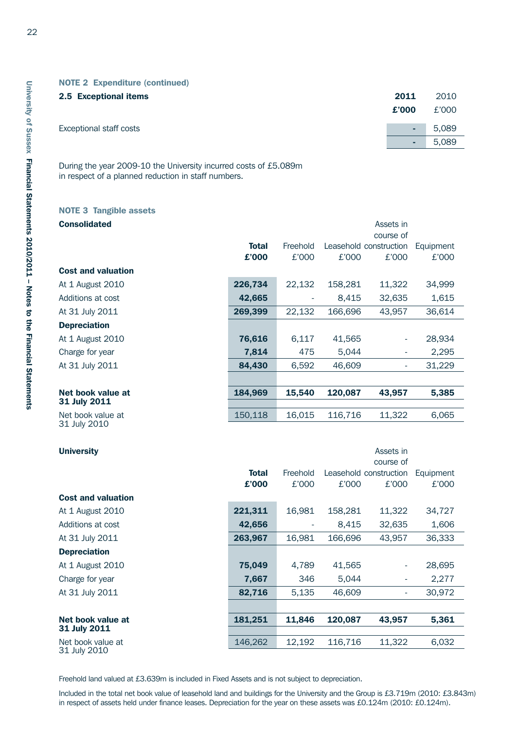## NOTE 2 Expenditure (continued)

### 2.5 Exceptional items

| | 2011 £'000 | 2010 £'000 |
|---|---|---|
| Exceptional staff costs | - | 5,089 |
| | - | 5,089 |

During the year 2009-10 the University incurred costs of £5.089m in respect of a planned reduction in staff numbers.

## NOTE 3 Tangible assets

### Consolidated

| | Total £'000 | Freehold £'000 | Leasehold £'000 | Assets in course of construction £'000 | Equipment £'000 |
|---|---|---|---|---|---|
| **Cost and valuation** | | | | | |
| At 1 August 2010 | 226,734 | 22,132 | 158,281 | 11,322 | 34,999 |
| Additions at cost | 42,665 | - | 8,415 | 32,635 | 1,615 |
| At 31 July 2011 | 269,399 | 22,132 | 166,696 | 43,957 | 36,614 |
| **Depreciation** | | | | | |
| At 1 August 2010 | 76,616 | 6,117 | 41,565 | - | 28,934 |
| Charge for year | 7,814 | 475 | 5,044 | - | 2,295 |
| At 31 July 2011 | 84,430 | 6,592 | 46,609 | - | 31,229 |
| **Net book value at 31 July 2011** | **184,969** | **15,540** | **120,087** | **43,957** | **5,385** |
| Net book value at 31 July 2010 | 150,118 | 16,015 | 116,716 | 11,322 | 6,065 |

### University

| | Total £'000 | Freehold £'000 | Leasehold £'000 | Assets in course of construction £'000 | Equipment £'000 |
|---|---|---|---|---|---|
| **Cost and valuation** | | | | | |
| At 1 August 2010 | 221,311 | 16,981 | 158,281 | 11,322 | 34,727 |
| Additions at cost | 42,656 | - | 8,415 | 32,635 | 1,606 |
| At 31 July 2011 | 263,967 | 16,981 | 166,696 | 43,957 | 36,333 |
| **Depreciation** | | | | | |
| At 1 August 2010 | 75,049 | 4,789 | 41,565 | - | 28,695 |
| Charge for year | 7,667 | 346 | 5,044 | - | 2,277 |
| At 31 July 2011 | 82,716 | 5,135 | 46,609 | - | 30,972 |
| **Net book value at 31 July 2011** | **181,251** | **11,846** | **120,087** | **43,957** | **5,361** |
| Net book value at 31 July 2010 | 146,262 | 12,192 | 116,716 | 11,322 | 6,032 |

Freehold land valued at £3.639m is included in Fixed Assets and is not subject to depreciation.

Included in the total net book value of leasehold land and buildings for the University and the Group is £3.719m (2010: £3.843m) in respect of assets held under finance leases. Depreciation for the year on these assets was £0.124m (2010: £0.124m).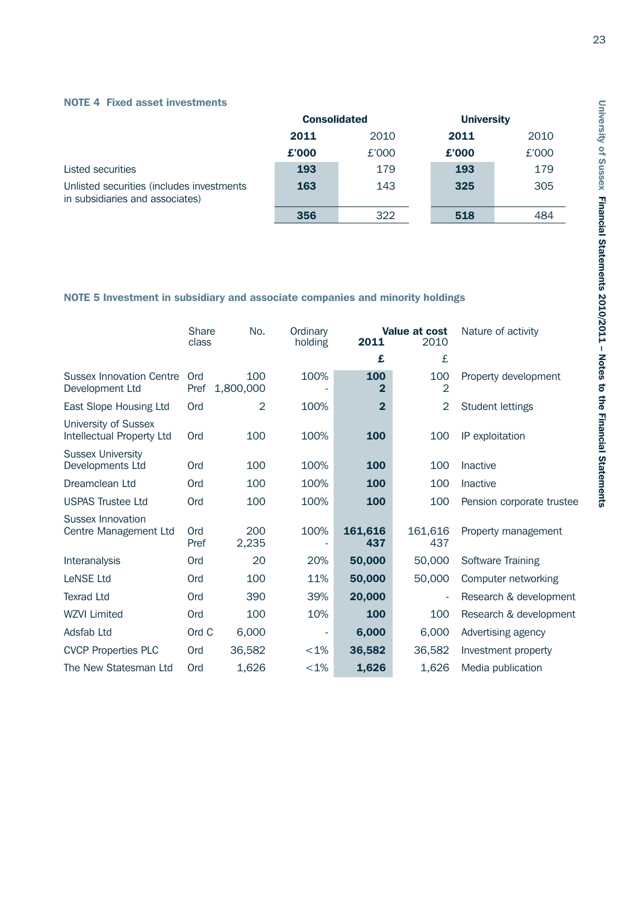## NOTE 4 Fixed asset investments

| | Consolidated | | University | |
|---|---|---|---|---|
| | **2011** | 2010 | **2011** | 2010 |
| | **£'000** | £'000 | **£'000** | £'000 |
| Listed securities | **193** | 179 | **193** | 179 |
| Unlisted securities (includes investments in subsidiaries and associates) | **163** | 143 | **325** | 305 |
| | **356** | 322 | **518** | 484 |

## NOTE 5 Investment in subsidiary and associate companies and minority holdings

| | Share class | No. | Ordinary holding | Value at cost 2011 | Value at cost 2010 | Nature of activity |
|---|---|---|---|---|---|---|
| | | | | **£** | £ | |
| Sussex Innovation Centre Development Ltd | Ord<br>Pref | 100<br>1,800,000 | 100%<br>- | **100**<br>**2** | 100<br>2 | Property development |
| East Slope Housing Ltd | Ord | 2 | 100% | **2** | 2 | Student lettings |
| University of Sussex Intellectual Property Ltd | Ord | 100 | 100% | **100** | 100 | IP exploitation |
| Sussex University Developments Ltd | Ord | 100 | 100% | **100** | 100 | Inactive |
| Dreamclean Ltd | Ord | 100 | 100% | **100** | 100 | Inactive |
| USPAS Trustee Ltd | Ord | 100 | 100% | **100** | 100 | Pension corporate trustee |
| Sussex Innovation Centre Management Ltd | Ord<br>Pref | 200<br>2,235 | 100%<br>- | **161,616**<br>**437** | 161,616<br>437 | Property management |
| Interanalysis | Ord | 20 | 20% | **50,000** | 50,000 | Software Training |
| LeNSE Ltd | Ord | 100 | 11% | **50,000** | 50,000 | Computer networking |
| Texrad Ltd | Ord | 390 | 39% | **20,000** | - | Research & development |
| WZVI Limited | Ord | 100 | 10% | **100** | 100 | Research & development |
| Adsfab Ltd | Ord C | 6,000 | - | **6,000** | 6,000 | Advertising agency |
| CVCP Properties PLC | Ord | 36,582 | <1% | **36,582** | 36,582 | Investment property |
| The New Statesman Ltd | Ord | 1,626 | <1% | **1,626** | 1,626 | Media publication |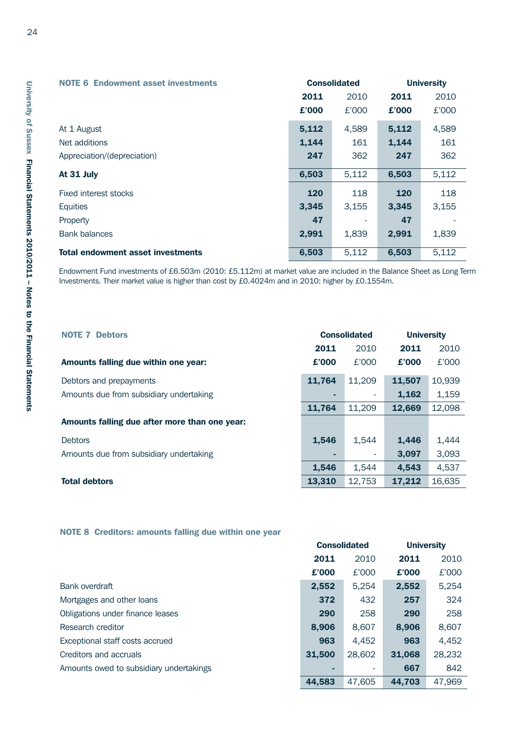## NOTE 6 Endowment asset investments

| | Consolidated | | University | |
|---|---|---|---|---|
| | **2011** | 2010 | **2011** | 2010 |
| | **£'000** | £'000 | **£'000** | £'000 |
| At 1 August | **5,112** | 4,589 | **5,112** | 4,589 |
| Net additions | **1,144** | 161 | **1,144** | 161 |
| Appreciation/(depreciation) | **247** | 362 | **247** | 362 |
| **At 31 July** | **6,503** | 5,112 | **6,503** | 5,112 |
| Fixed interest stocks | **120** | 118 | **120** | 118 |
| Equities | **3,345** | 3,155 | **3,345** | 3,155 |
| Property | **47** | - | **47** | - |
| Bank balances | **2,991** | 1,839 | **2,991** | 1,839 |
| **Total endowment asset investments** | **6,503** | 5,112 | **6,503** | 5,112 |

Endowment Fund investments of £6.503m (2010: £5.112m) at market value are included in the Balance Sheet as Long Term Investments. Their market value is higher than cost by £0.4024m and in 2010: higher by £0.1554m.

## NOTE 7 Debtors

| | Consolidated | | University | |
|---|---|---|---|---|
| | **2011** | 2010 | **2011** | 2010 |
| **Amounts falling due within one year:** | **£'000** | £'000 | **£'000** | £'000 |
| Debtors and prepayments | **11,764** | 11,209 | **11,507** | 10,939 |
| Amounts due from subsidiary undertaking | **-** | - | **1,162** | 1,159 |
| | **11,764** | 11,209 | **12,669** | 12,098 |
| **Amounts falling due after more than one year:** | | | | |
| Debtors | **1,546** | 1,544 | **1,446** | 1,444 |
| Amounts due from subsidiary undertaking | **-** | - | **3,097** | 3,093 |
| | **1,546** | 1,544 | **4,543** | 4,537 |
| **Total debtors** | **13,310** | 12,753 | **17,212** | 16,635 |

## NOTE 8 Creditors: amounts falling due within one year

| | Consolidated | | University | |
|---|---|---|---|---|
| | **2011** | 2010 | **2011** | 2010 |
| | **£'000** | £'000 | **£'000** | £'000 |
| Bank overdraft | **2,552** | 5,254 | **2,552** | 5,254 |
| Mortgages and other loans | **372** | 432 | **257** | 324 |
| Obligations under finance leases | **290** | 258 | **290** | 258 |
| Research creditor | **8,906** | 8,607 | **8,906** | 8,607 |
| Exceptional staff costs accrued | **963** | 4,452 | **963** | 4,452 |
| Creditors and accruals | **31,500** | 28,602 | **31,068** | 28,232 |
| Amounts owed to subsidiary undertakings | **-** | - | **667** | 842 |
| | **44,583** | 47,605 | **44,703** | 47,969 |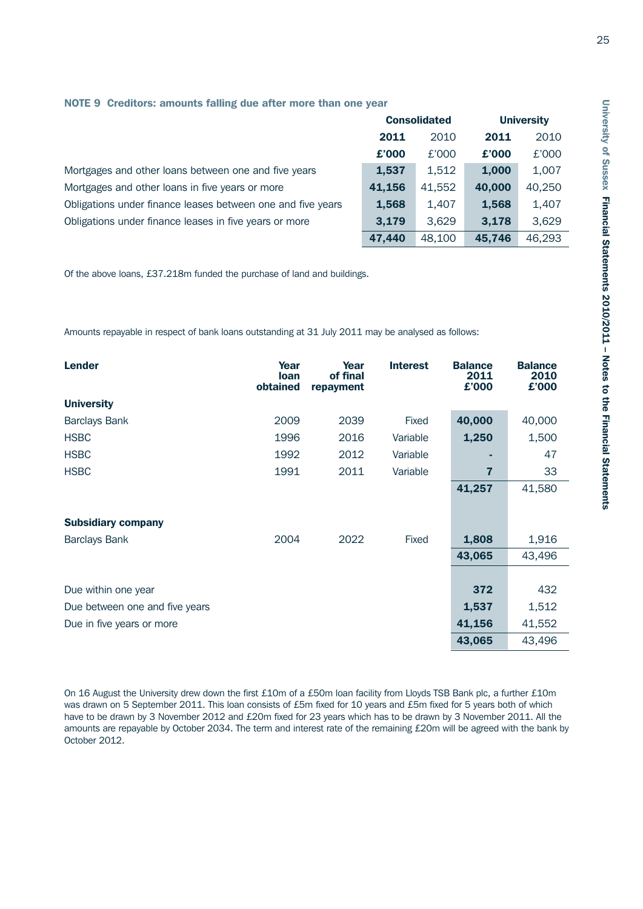## NOTE 9 Creditors: amounts falling due after more than one year

| | Consolidated | | University | |
|---|---|---|---|---|
| | **2011** | 2010 | **2011** | 2010 |
| | **£'000** | £'000 | **£'000** | £'000 |
| Mortgages and other loans between one and five years | **1,537** | 1,512 | **1,000** | 1,007 |
| Mortgages and other loans in five years or more | **41,156** | 41,552 | **40,000** | 40,250 |
| Obligations under finance leases between one and five years | **1,568** | 1,407 | **1,568** | 1,407 |
| Obligations under finance leases in five years or more | **3,179** | 3,629 | **3,178** | 3,629 |
| | **47,440** | 48,100 | **45,746** | 46,293 |

Of the above loans, £37.218m funded the purchase of land and buildings.

Amounts repayable in respect of bank loans outstanding at 31 July 2011 may be analysed as follows:

| Lender | Year loan obtained | Year of final repayment | Interest | Balance 2011 £'000 | Balance 2010 £'000 |
|---|---|---|---|---|---|
| **University** | | | | | |
| Barclays Bank | 2009 | 2039 | Fixed | **40,000** | 40,000 |
| HSBC | 1996 | 2016 | Variable | **1,250** | 1,500 |
| HSBC | 1992 | 2012 | Variable | **-** | 47 |
| HSBC | 1991 | 2011 | Variable | **7** | 33 |
| | | | | **41,257** | 41,580 |
| **Subsidiary company** | | | | | |
| Barclays Bank | 2004 | 2022 | Fixed | **1,808** | 1,916 |
| | | | | **43,065** | 43,496 |
| Due within one year | | | | **372** | 432 |
| Due between one and five years | | | | **1,537** | 1,512 |
| Due in five years or more | | | | **41,156** | 41,552 |
| | | | | **43,065** | 43,496 |

On 16 August the University drew down the first £10m of a £50m loan facility from Lloyds TSB Bank plc, a further £10m was drawn on 5 September 2011. This loan consists of £5m fixed for 10 years and £5m fixed for 5 years both of which have to be drawn by 3 November 2012 and £20m fixed for 23 years which has to be drawn by 3 November 2011. All the amounts are repayable by October 2034. The term and interest rate of the remaining £20m will be agreed with the bank by October 2012.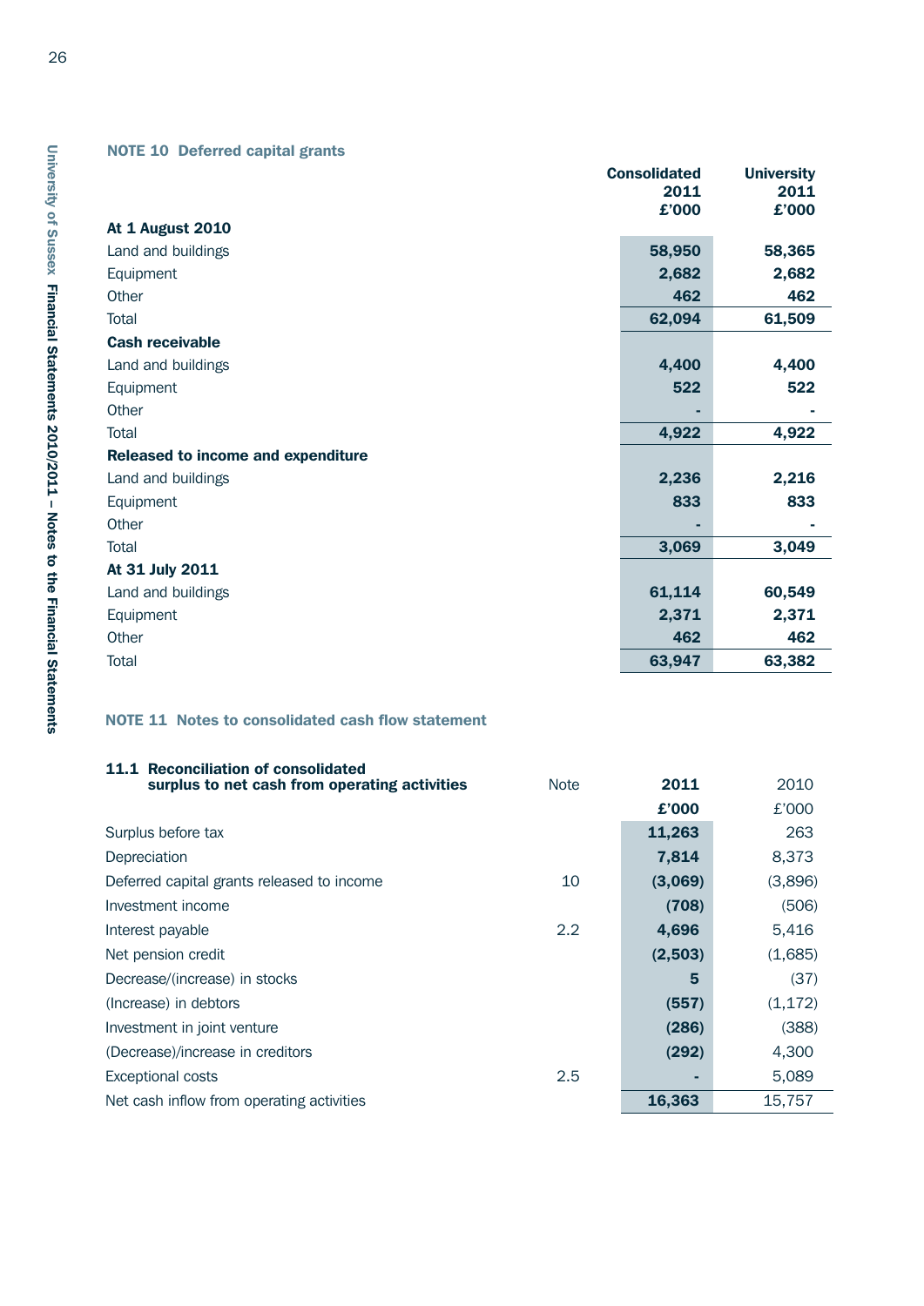## NOTE 10 Deferred capital grants

| | Consolidated 2011 £'000 | University 2011 £'000 |
|---|---|---|
| **At 1 August 2010** | | |
| Land and buildings | **58,950** | **58,365** |
| Equipment | **2,682** | **2,682** |
| Other | **462** | **462** |
| Total | **62,094** | **61,509** |
| **Cash receivable** | | |
| Land and buildings | **4,400** | **4,400** |
| Equipment | **522** | **522** |
| Other | **-** | **-** |
| Total | **4,922** | **4,922** |
| **Released to income and expenditure** | | |
| Land and buildings | **2,236** | **2,216** |
| Equipment | **833** | **833** |
| Other | **-** | **-** |
| Total | **3,069** | **3,049** |
| **At 31 July 2011** | | |
| Land and buildings | **61,114** | **60,549** |
| Equipment | **2,371** | **2,371** |
| Other | **462** | **462** |
| Total | **63,947** | **63,382** |

## NOTE 11 Notes to consolidated cash flow statement

### 11.1 Reconciliation of consolidated surplus to net cash from operating activities

| | Note | 2011 £'000 | 2010 £'000 |
|---|---|---|---|
| Surplus before tax | | **11,263** | 263 |
| Depreciation | | **7,814** | 8,373 |
| Deferred capital grants released to income | 10 | **(3,069)** | (3,896) |
| Investment income | | **(708)** | (506) |
| Interest payable | 2.2 | **4,696** | 5,416 |
| Net pension credit | | **(2,503)** | (1,685) |
| Decrease/(increase) in stocks | | **5** | (37) |
| (Increase) in debtors | | **(557)** | (1,172) |
| Investment in joint venture | | **(286)** | (388) |
| (Decrease)/increase in creditors | | **(292)** | 4,300 |
| Exceptional costs | 2.5 | **-** | 5,089 |
| Net cash inflow from operating activities | | **16,363** | 15,757 |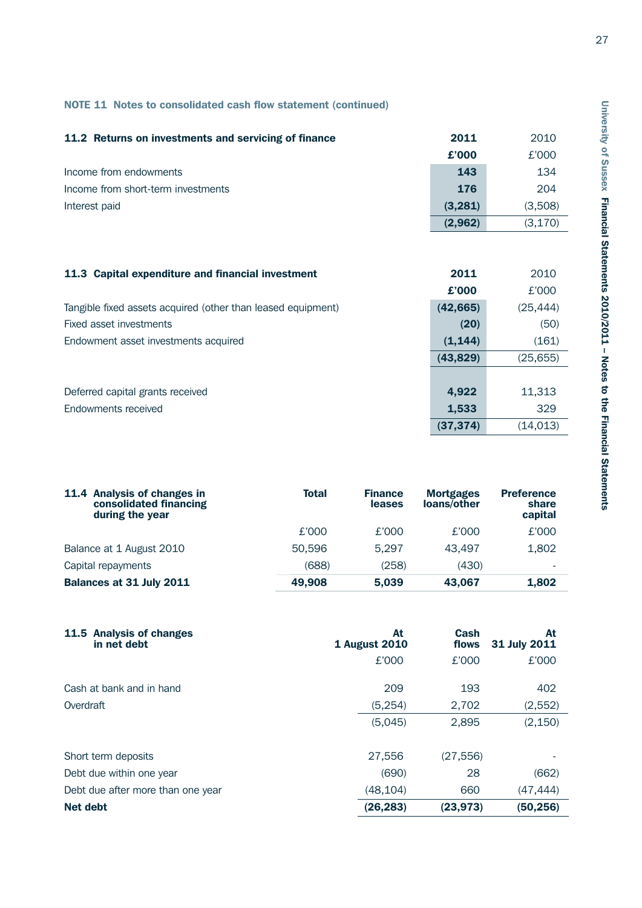## NOTE 11 Notes to consolidated cash flow statement (continued)

### 11.2 Returns on investments and servicing of finance

| | 2011 | 2010 |
|---|---|---|
| | £'000 | £'000 |
| Income from endowments | **143** | 134 |
| Income from short-term investments | **176** | 204 |
| Interest paid | **(3,281)** | (3,508) |
| | **(2,962)** | (3,170) |

### 11.3 Capital expenditure and financial investment

| | 2011 | 2010 |
|---|---|---|
| | £'000 | £'000 |
| Tangible fixed assets acquired (other than leased equipment) | **(42,665)** | (25,444) |
| Fixed asset investments | **(20)** | (50) |
| Endowment asset investments acquired | **(1,144)** | (161) |
| | **(43,829)** | (25,655) |
| | | |
| Deferred capital grants received | **4,922** | 11,313 |
| Endowments received | **1,533** | 329 |
| | **(37,374)** | (14,013) |

### 11.4 Analysis of changes in consolidated financing during the year

| | Total | Finance leases | Mortgages loans/other | Preference share capital |
|---|---|---|---|---|
| | £'000 | £'000 | £'000 | £'000 |
| Balance at 1 August 2010 | 50,596 | 5,297 | 43,497 | 1,802 |
| Capital repayments | (688) | (258) | (430) | - |
| **Balances at 31 July 2011** | **49,908** | **5,039** | **43,067** | **1,802** |

### 11.5 Analysis of changes in net debt

| | At 1 August 2010 | Cash flows | At 31 July 2011 |
|---|---|---|---|
| | £'000 | £'000 | £'000 |
| Cash at bank and in hand | 209 | 193 | 402 |
| Overdraft | (5,254) | 2,702 | (2,552) |
| | (5,045) | 2,895 | (2,150) |
| | | | |
| Short term deposits | 27,556 | (27,556) | - |
| Debt due within one year | (690) | 28 | (662) |
| Debt due after more than one year | (48,104) | 660 | (47,444) |
| **Net debt** | **(26,283)** | **(23,973)** | **(50,256)** |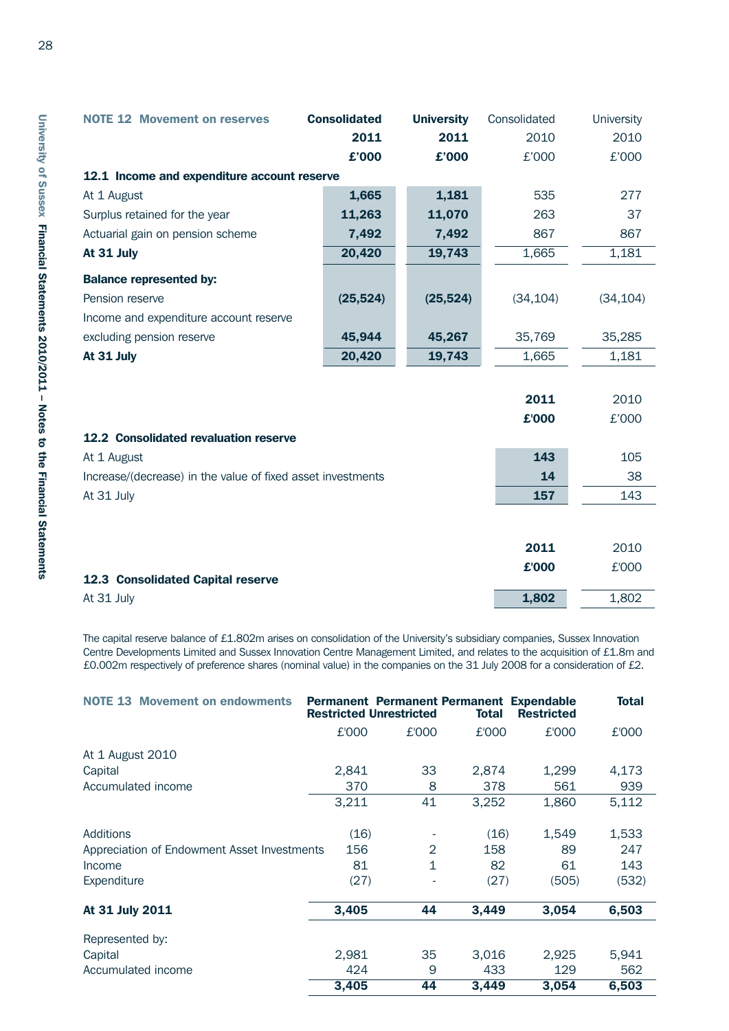## NOTE 12 Movement on reserves

| | Consolidated 2011 £'000 | University 2011 £'000 | Consolidated 2010 £'000 | University 2010 £'000 |
|---|---|---|---|---|
| **12.1 Income and expenditure account reserve** | | | | |
| At 1 August | **1,665** | **1,181** | 535 | 277 |
| Surplus retained for the year | **11,263** | **11,070** | 263 | 37 |
| Actuarial gain on pension scheme | **7,492** | **7,492** | 867 | 867 |
| **At 31 July** | **20,420** | **19,743** | 1,665 | 1,181 |
| **Balance represented by:** | | | | |
| Pension reserve | **(25,524)** | **(25,524)** | (34,104) | (34,104) |
| Income and expenditure account reserve excluding pension reserve | **45,944** | **45,267** | 35,769 | 35,285 |
| **At 31 July** | **20,420** | **19,743** | 1,665 | 1,181 |

| **12.2 Consolidated revaluation reserve** | 2011 £'000 | 2010 £'000 |
|---|---|---|
| At 1 August | **143** | 105 |
| Increase/(decrease) in the value of fixed asset investments | **14** | 38 |
| At 31 July | **157** | 143 |

| **12.3 Consolidated Capital reserve** | 2011 £'000 | 2010 £'000 |
|---|---|---|
| At 31 July | **1,802** | 1,802 |

The capital reserve balance of £1.802m arises on consolidation of the University's subsidiary companies, Sussex Innovation Centre Developments Limited and Sussex Innovation Centre Management Limited, and relates to the acquisition of £1.8m and £0.002m respectively of preference shares (nominal value) in the companies on the 31 July 2008 for a consideration of £2.

## NOTE 13 Movement on endowments

| | Permanent Restricted £'000 | Permanent Unrestricted £'000 | Permanent Total £'000 | Expendable Restricted £'000 | Total £'000 |
|---|---|---|---|---|---|
| At 1 August 2010 | | | | | |
| Capital | 2,841 | 33 | 2,874 | 1,299 | 4,173 |
| Accumulated income | 370 | 8 | 378 | 561 | 939 |
| | 3,211 | 41 | 3,252 | 1,860 | 5,112 |
| Additions | (16) | - | (16) | 1,549 | 1,533 |
| Appreciation of Endowment Asset Investments | 156 | 2 | 158 | 89 | 247 |
| Income | 81 | 1 | 82 | 61 | 143 |
| Expenditure | (27) | - | (27) | (505) | (532) |
| **At 31 July 2011** | **3,405** | **44** | **3,449** | **3,054** | **6,503** |
| Represented by: | | | | | |
| Capital | 2,981 | 35 | 3,016 | 2,925 | 5,941 |
| Accumulated income | 424 | 9 | 433 | 129 | 562 |
| | **3,405** | **44** | **3,449** | **3,054** | **6,503** |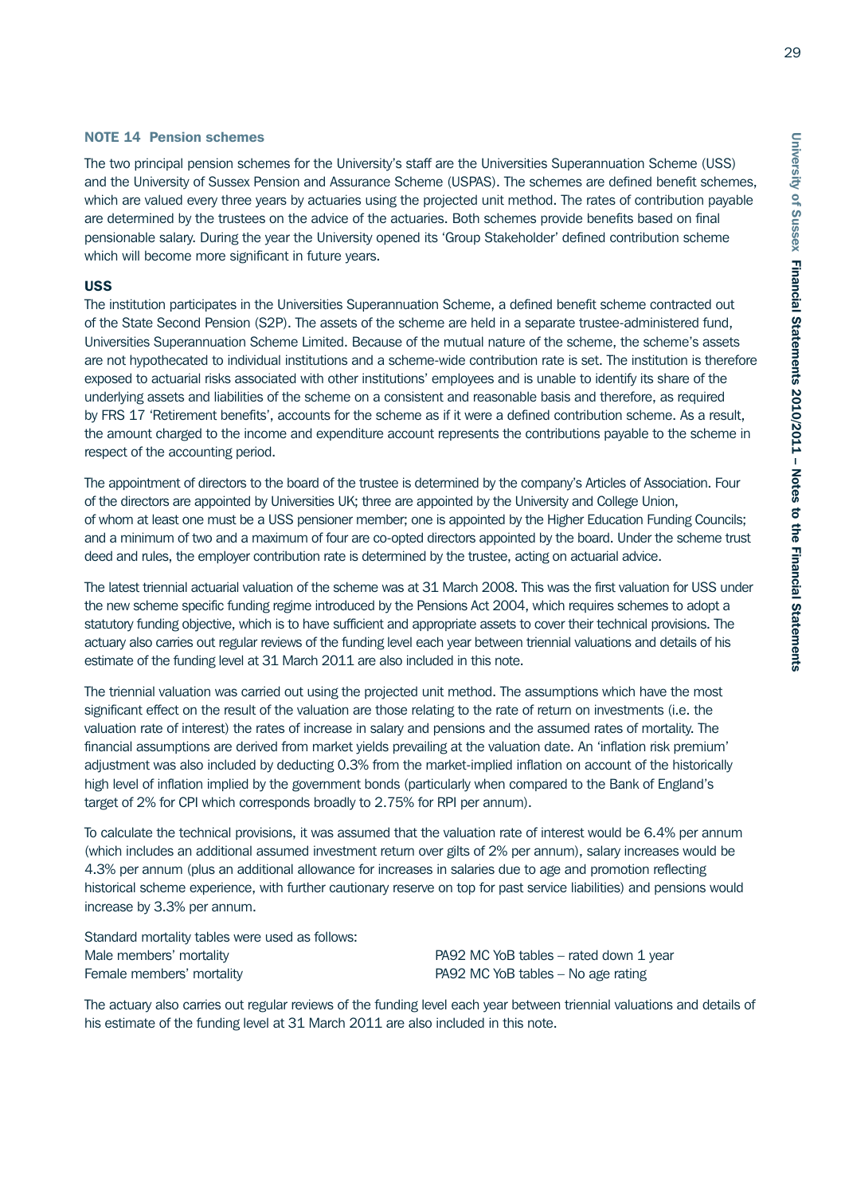## NOTE 14 Pension schemes

The two principal pension schemes for the University's staff are the Universities Superannuation Scheme (USS) and the University of Sussex Pension and Assurance Scheme (USPAS). The schemes are defined benefit schemes, which are valued every three years by actuaries using the projected unit method. The rates of contribution payable are determined by the trustees on the advice of the actuaries. Both schemes provide benefits based on final pensionable salary. During the year the University opened its 'Group Stakeholder' defined contribution scheme which will become more significant in future years.

### USS

The institution participates in the Universities Superannuation Scheme, a defined benefit scheme contracted out of the State Second Pension (S2P). The assets of the scheme are held in a separate trustee-administered fund, Universities Superannuation Scheme Limited. Because of the mutual nature of the scheme, the scheme's assets are not hypothecated to individual institutions and a scheme-wide contribution rate is set. The institution is therefore exposed to actuarial risks associated with other institutions' employees and is unable to identify its share of the underlying assets and liabilities of the scheme on a consistent and reasonable basis and therefore, as required by FRS 17 'Retirement benefits', accounts for the scheme as if it were a defined contribution scheme. As a result, the amount charged to the income and expenditure account represents the contributions payable to the scheme in respect of the accounting period.

The appointment of directors to the board of the trustee is determined by the company's Articles of Association. Four of the directors are appointed by Universities UK; three are appointed by the University and College Union, of whom at least one must be a USS pensioner member; one is appointed by the Higher Education Funding Councils; and a minimum of two and a maximum of four are co-opted directors appointed by the board. Under the scheme trust deed and rules, the employer contribution rate is determined by the trustee, acting on actuarial advice.

The latest triennial actuarial valuation of the scheme was at 31 March 2008. This was the first valuation for USS under the new scheme specific funding regime introduced by the Pensions Act 2004, which requires schemes to adopt a statutory funding objective, which is to have sufficient and appropriate assets to cover their technical provisions. The actuary also carries out regular reviews of the funding level each year between triennial valuations and details of his estimate of the funding level at 31 March 2011 are also included in this note.

The triennial valuation was carried out using the projected unit method. The assumptions which have the most significant effect on the result of the valuation are those relating to the rate of return on investments (i.e. the valuation rate of interest) the rates of increase in salary and pensions and the assumed rates of mortality. The financial assumptions are derived from market yields prevailing at the valuation date. An 'inflation risk premium' adjustment was also included by deducting 0.3% from the market-implied inflation on account of the historically high level of inflation implied by the government bonds (particularly when compared to the Bank of England's target of 2% for CPI which corresponds broadly to 2.75% for RPI per annum).

To calculate the technical provisions, it was assumed that the valuation rate of interest would be 6.4% per annum (which includes an additional assumed investment return over gilts of 2% per annum), salary increases would be 4.3% per annum (plus an additional allowance for increases in salaries due to age and promotion reflecting historical scheme experience, with further cautionary reserve on top for past service liabilities) and pensions would increase by 3.3% per annum.

Standard mortality tables were used as follows:

| | |
|---|---|
| Male members' mortality | PA92 MC YoB tables – rated down 1 year |
| Female members' mortality | PA92 MC YoB tables – No age rating |

The actuary also carries out regular reviews of the funding level each year between triennial valuations and details of his estimate of the funding level at 31 March 2011 are also included in this note.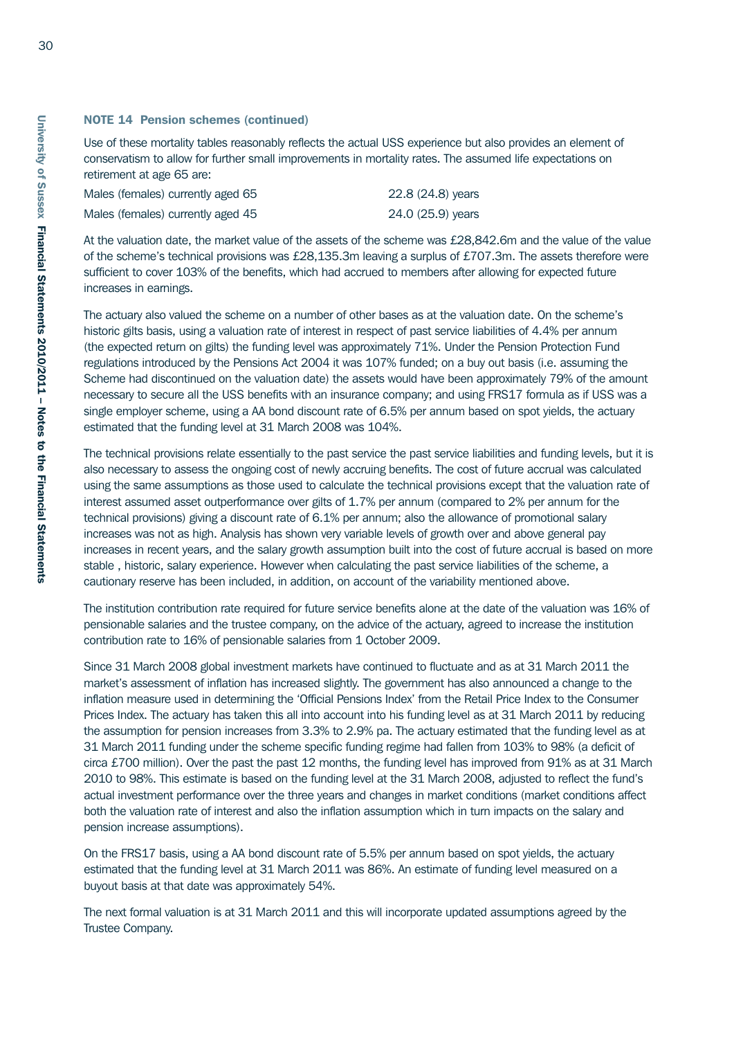### NOTE 14 Pension schemes (continued)

Use of these mortality tables reasonably reflects the actual USS experience but also provides an element of conservatism to allow for further small improvements in mortality rates. The assumed life expectations on retirement at age 65 are:

| | |
|---|---|
| Males (females) currently aged 65 | 22.8 (24.8) years |
| Males (females) currently aged 45 | 24.0 (25.9) years |

At the valuation date, the market value of the assets of the scheme was £28,842.6m and the value of the value of the scheme's technical provisions was £28,135.3m leaving a surplus of £707.3m. The assets therefore were sufficient to cover 103% of the benefits, which had accrued to members after allowing for expected future increases in earnings.

The actuary also valued the scheme on a number of other bases as at the valuation date. On the scheme's historic gilts basis, using a valuation rate of interest in respect of past service liabilities of 4.4% per annum (the expected return on gilts) the funding level was approximately 71%. Under the Pension Protection Fund regulations introduced by the Pensions Act 2004 it was 107% funded; on a buy out basis (i.e. assuming the Scheme had discontinued on the valuation date) the assets would have been approximately 79% of the amount necessary to secure all the USS benefits with an insurance company; and using FRS17 formula as if USS was a single employer scheme, using a AA bond discount rate of 6.5% per annum based on spot yields, the actuary estimated that the funding level at 31 March 2008 was 104%.

The technical provisions relate essentially to the past service the past service liabilities and funding levels, but it is also necessary to assess the ongoing cost of newly accruing benefits. The cost of future accrual was calculated using the same assumptions as those used to calculate the technical provisions except that the valuation rate of interest assumed asset outperformance over gilts of 1.7% per annum (compared to 2% per annum for the technical provisions) giving a discount rate of 6.1% per annum; also the allowance of promotional salary increases was not as high. Analysis has shown very variable levels of growth over and above general pay increases in recent years, and the salary growth assumption built into the cost of future accrual is based on more stable , historic, salary experience. However when calculating the past service liabilities of the scheme, a cautionary reserve has been included, in addition, on account of the variability mentioned above.

The institution contribution rate required for future service benefits alone at the date of the valuation was 16% of pensionable salaries and the trustee company, on the advice of the actuary, agreed to increase the institution contribution rate to 16% of pensionable salaries from 1 October 2009.

Since 31 March 2008 global investment markets have continued to fluctuate and as at 31 March 2011 the market's assessment of inflation has increased slightly. The government has also announced a change to the inflation measure used in determining the 'Official Pensions Index' from the Retail Price Index to the Consumer Prices Index. The actuary has taken this all into account into his funding level as at 31 March 2011 by reducing the assumption for pension increases from 3.3% to 2.9% pa. The actuary estimated that the funding level as at 31 March 2011 funding under the scheme specific funding regime had fallen from 103% to 98% (a deficit of circa £700 million). Over the past the past 12 months, the funding level has improved from 91% as at 31 March 2010 to 98%. This estimate is based on the funding level at the 31 March 2008, adjusted to reflect the fund's actual investment performance over the three years and changes in market conditions (market conditions affect both the valuation rate of interest and also the inflation assumption which in turn impacts on the salary and pension increase assumptions).

On the FRS17 basis, using a AA bond discount rate of 5.5% per annum based on spot yields, the actuary estimated that the funding level at 31 March 2011 was 86%. An estimate of funding level measured on a buyout basis at that date was approximately 54%.

The next formal valuation is at 31 March 2011 and this will incorporate updated assumptions agreed by the Trustee Company.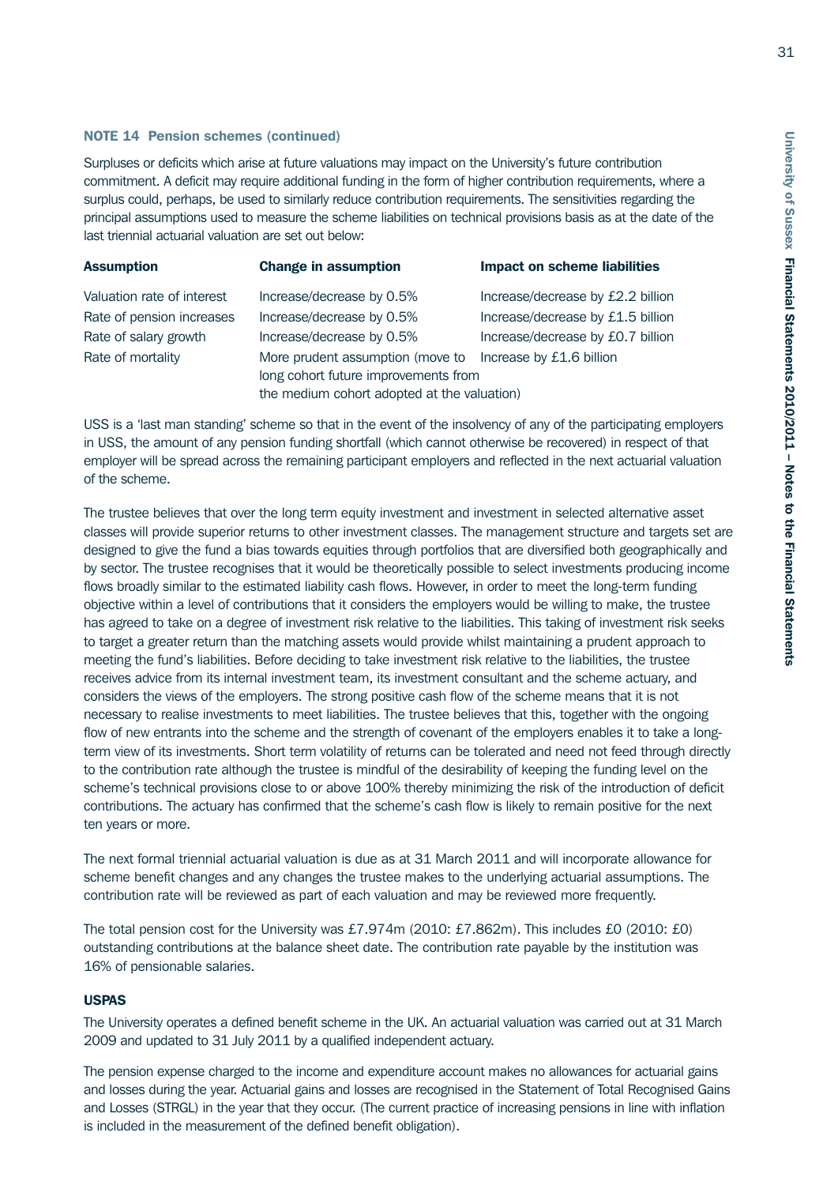### NOTE 14 Pension schemes (continued)

Surpluses or deficits which arise at future valuations may impact on the University's future contribution commitment. A deficit may require additional funding in the form of higher contribution requirements, where a surplus could, perhaps, be used to similarly reduce contribution requirements. The sensitivities regarding the principal assumptions used to measure the scheme liabilities on technical provisions basis as at the date of the last triennial actuarial valuation are set out below:

| Assumption | Change in assumption | Impact on scheme liabilities |
|---|---|---|
| Valuation rate of interest | Increase/decrease by 0.5% | Increase/decrease by £2.2 billion |
| Rate of pension increases | Increase/decrease by 0.5% | Increase/decrease by £1.5 billion |
| Rate of salary growth | Increase/decrease by 0.5% | Increase/decrease by £0.7 billion |
| Rate of mortality | More prudent assumption (move to long cohort future improvements from the medium cohort adopted at the valuation) | Increase by £1.6 billion |

USS is a 'last man standing' scheme so that in the event of the insolvency of any of the participating employers in USS, the amount of any pension funding shortfall (which cannot otherwise be recovered) in respect of that employer will be spread across the remaining participant employers and reflected in the next actuarial valuation of the scheme.

The trustee believes that over the long term equity investment and investment in selected alternative asset classes will provide superior returns to other investment classes. The management structure and targets set are designed to give the fund a bias towards equities through portfolios that are diversified both geographically and by sector. The trustee recognises that it would be theoretically possible to select investments producing income flows broadly similar to the estimated liability cash flows. However, in order to meet the long-term funding objective within a level of contributions that it considers the employers would be willing to make, the trustee has agreed to take on a degree of investment risk relative to the liabilities. This taking of investment risk seeks to target a greater return than the matching assets would provide whilst maintaining a prudent approach to meeting the fund's liabilities. Before deciding to take investment risk relative to the liabilities, the trustee receives advice from its internal investment team, its investment consultant and the scheme actuary, and considers the views of the employers. The strong positive cash flow of the scheme means that it is not necessary to realise investments to meet liabilities. The trustee believes that this, together with the ongoing flow of new entrants into the scheme and the strength of covenant of the employers enables it to take a long-term view of its investments. Short term volatility of returns can be tolerated and need not feed through directly to the contribution rate although the trustee is mindful of the desirability of keeping the funding level on the scheme's technical provisions close to or above 100% thereby minimizing the risk of the introduction of deficit contributions. The actuary has confirmed that the scheme's cash flow is likely to remain positive for the next ten years or more.

The next formal triennial actuarial valuation is due as at 31 March 2011 and will incorporate allowance for scheme benefit changes and any changes the trustee makes to the underlying actuarial assumptions. The contribution rate will be reviewed as part of each valuation and may be reviewed more frequently.

The total pension cost for the University was £7.974m (2010: £7.862m). This includes £0 (2010: £0) outstanding contributions at the balance sheet date. The contribution rate payable by the institution was 16% of pensionable salaries.

#### USPAS

The University operates a defined benefit scheme in the UK. An actuarial valuation was carried out at 31 March 2009 and updated to 31 July 2011 by a qualified independent actuary.

The pension expense charged to the income and expenditure account makes no allowances for actuarial gains and losses during the year. Actuarial gains and losses are recognised in the Statement of Total Recognised Gains and Losses (STRGL) in the year that they occur. (The current practice of increasing pensions in line with inflation is included in the measurement of the defined benefit obligation).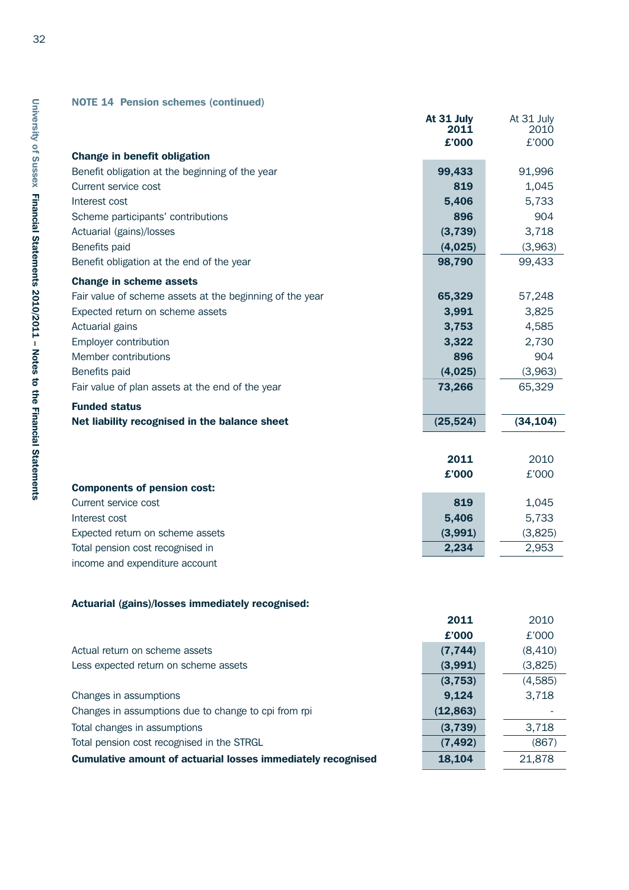**NOTE 14 Pension schemes (continued)**

| | **At 31 July 2011 £'000** | At 31 July 2010 £'000 |
|---|---|---|
| **Change in benefit obligation** | | |
| Benefit obligation at the beginning of the year | **99,433** | 91,996 |
| Current service cost | **819** | 1,045 |
| Interest cost | **5,406** | 5,733 |
| Scheme participants' contributions | **896** | 904 |
| Actuarial (gains)/losses | **(3,739)** | 3,718 |
| Benefits paid | **(4,025)** | (3,963) |
| Benefit obligation at the end of the year | **98,790** | 99,433 |
| **Change in scheme assets** | | |
| Fair value of scheme assets at the beginning of the year | **65,329** | 57,248 |
| Expected return on scheme assets | **3,991** | 3,825 |
| Actuarial gains | **3,753** | 4,585 |
| Employer contribution | **3,322** | 2,730 |
| Member contributions | **896** | 904 |
| Benefits paid | **(4,025)** | (3,963) |
| Fair value of plan assets at the end of the year | **73,266** | 65,329 |
| **Funded status** | | |
| **Net liability recognised in the balance sheet** | **(25,524)** | **(34,104)** |

| | **2011 £'000** | 2010 £'000 |
|---|---|---|
| **Components of pension cost:** | | |
| Current service cost | **819** | 1,045 |
| Interest cost | **5,406** | 5,733 |
| Expected return on scheme assets | **(3,991)** | (3,825) |
| Total pension cost recognised in income and expenditure account | **2,234** | 2,953 |

**Actuarial (gains)/losses immediately recognised:**

| | **2011 £'000** | 2010 £'000 |
|---|---|---|
| Actual return on scheme assets | **(7,744)** | (8,410) |
| Less expected return on scheme assets | **(3,991)** | (3,825) |
| | **(3,753)** | (4,585) |
| Changes in assumptions | **9,124** | 3,718 |
| Changes in assumptions due to change to cpi from rpi | **(12,863)** | - |
| Total changes in assumptions | **(3,739)** | 3,718 |
| Total pension cost recognised in the STRGL | **(7,492)** | (867) |
| **Cumulative amount of actuarial losses immediately recognised** | **18,104** | 21,878 |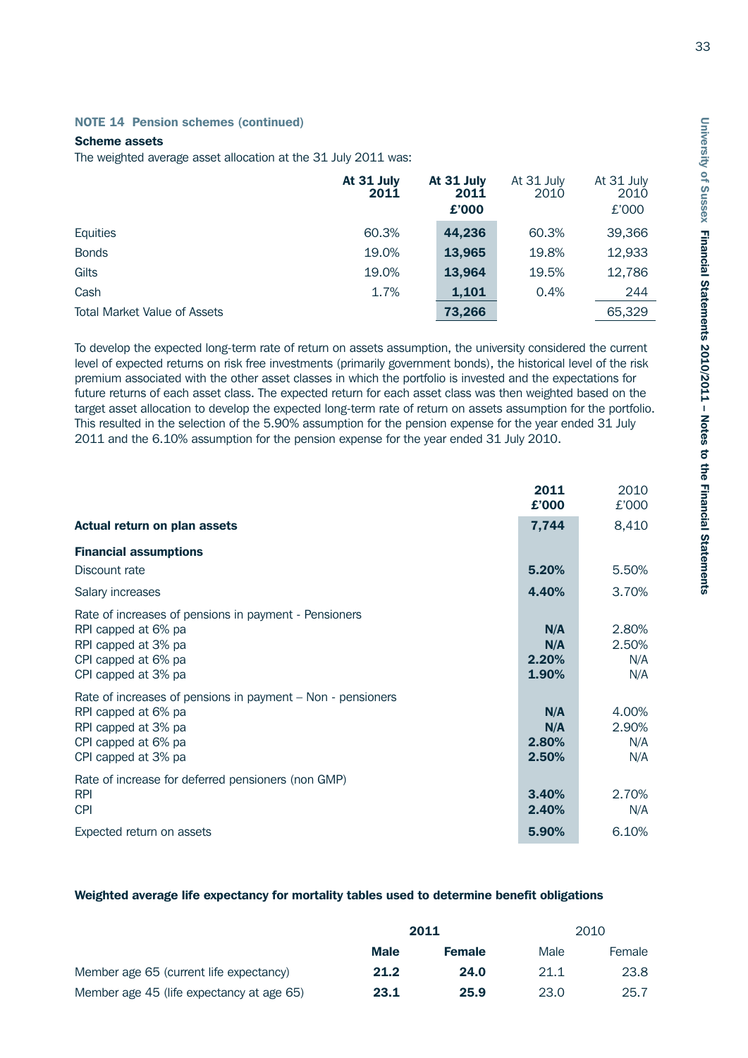### NOTE 14 Pension schemes (continued)

**Scheme assets**

The weighted average asset allocation at the 31 July 2011 was:

| | **At 31 July 2011** | **At 31 July 2011 £'000** | At 31 July 2010 | At 31 July 2010 £'000 |
|---|---|---|---|---|
| Equities | 60.3% | **44,236** | 60.3% | 39,366 |
| Bonds | 19.0% | **13,965** | 19.8% | 12,933 |
| Gilts | 19.0% | **13,964** | 19.5% | 12,786 |
| Cash | 1.7% | **1,101** | 0.4% | 244 |
| Total Market Value of Assets | | **73,266** | | 65,329 |

To develop the expected long-term rate of return on assets assumption, the university considered the current level of expected returns on risk free investments (primarily government bonds), the historical level of the risk premium associated with the other asset classes in which the portfolio is invested and the expectations for future returns of each asset class. The expected return for each asset class was then weighted based on the target asset allocation to develop the expected long-term rate of return on assets assumption for the portfolio. This resulted in the selection of the 5.90% assumption for the pension expense for the year ended 31 July 2011 and the 6.10% assumption for the pension expense for the year ended 31 July 2010.

| | **2011 £'000** | 2010 £'000 |
|---|---|---|
| **Actual return on plan assets** | **7,744** | 8,410 |
| **Financial assumptions** | | |
| Discount rate | **5.20%** | 5.50% |
| Salary increases | **4.40%** | 3.70% |
| Rate of increases of pensions in payment - Pensioners | | |
| RPI capped at 6% pa | **N/A** | 2.80% |
| RPI capped at 3% pa | **N/A** | 2.50% |
| CPI capped at 6% pa | **2.20%** | N/A |
| CPI capped at 3% pa | **1.90%** | N/A |
| Rate of increases of pensions in payment – Non - pensioners | | |
| RPI capped at 6% pa | **N/A** | 4.00% |
| RPI capped at 3% pa | **N/A** | 2.90% |
| CPI capped at 6% pa | **2.80%** | N/A |
| CPI capped at 3% pa | **2.50%** | N/A |
| Rate of increase for deferred pensioners (non GMP) | | |
| RPI | **3.40%** | 2.70% |
| CPI | **2.40%** | N/A |
| Expected return on assets | **5.90%** | 6.10% |

**Weighted average life expectancy for mortality tables used to determine benefit obligations**

| | **2011** | | 2010 | |
|---|---|---|---|---|
| | **Male** | **Female** | Male | Female |
| Member age 65 (current life expectancy) | **21.2** | **24.0** | 21.1 | 23.8 |
| Member age 45 (life expectancy at age 65) | **23.1** | **25.9** | 23.0 | 25.7 |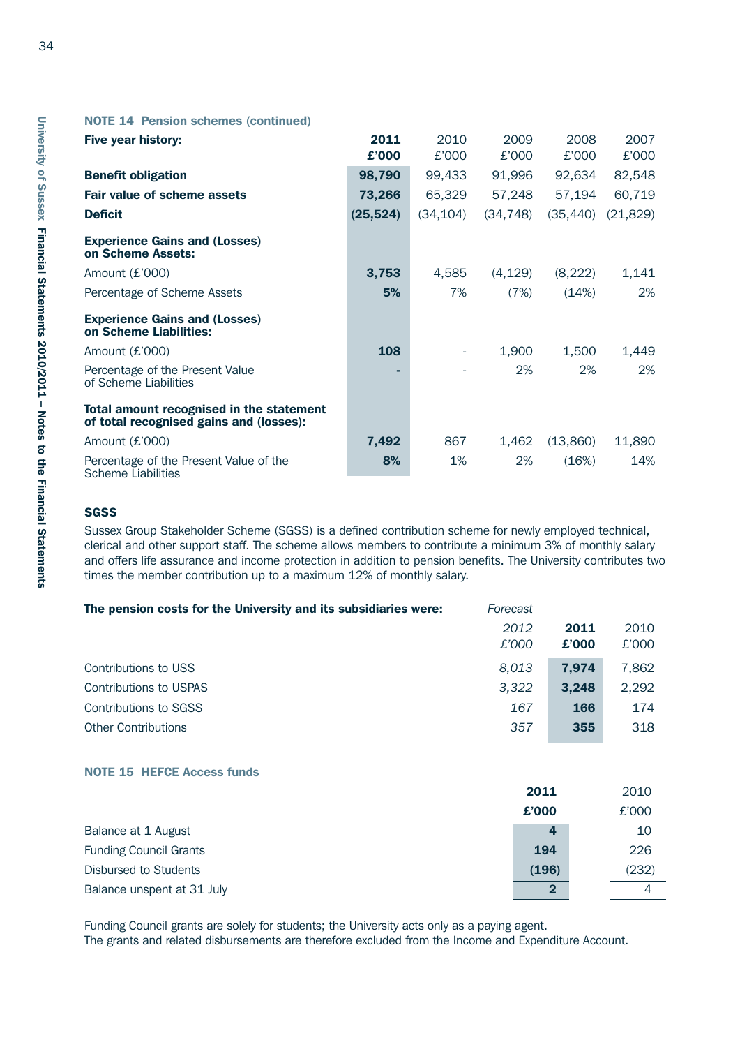### NOTE 14 Pension schemes (continued)

| Five year history: | 2011 £'000 | 2010 £'000 | 2009 £'000 | 2008 £'000 | 2007 £'000 |
|---|---|---|---|---|---|
| **Benefit obligation** | **98,790** | 99,433 | 91,996 | 92,634 | 82,548 |
| **Fair value of scheme assets** | **73,266** | 65,329 | 57,248 | 57,194 | 60,719 |
| **Deficit** | **(25,524)** | (34,104) | (34,748) | (35,440) | (21,829) |
| **Experience Gains and (Losses) on Scheme Assets:** | | | | | |
| Amount (£'000) | **3,753** | 4,585 | (4,129) | (8,222) | 1,141 |
| Percentage of Scheme Assets | **5%** | 7% | (7%) | (14%) | 2% |
| **Experience Gains and (Losses) on Scheme Liabilities:** | | | | | |
| Amount (£'000) | **108** | - | 1,900 | 1,500 | 1,449 |
| Percentage of the Present Value of Scheme Liabilities | **-** | - | 2% | 2% | 2% |
| **Total amount recognised in the statement of total recognised gains and (losses):** | | | | | |
| Amount (£'000) | **7,492** | 867 | 1,462 | (13,860) | 11,890 |
| Percentage of the Present Value of the Scheme Liabilities | **8%** | 1% | 2% | (16%) | 14% |

**SGSS**

Sussex Group Stakeholder Scheme (SGSS) is a defined contribution scheme for newly employed technical, clerical and other support staff. The scheme allows members to contribute a minimum 3% of monthly salary and offers life assurance and income protection in addition to pension benefits. The University contributes two times the member contribution up to a maximum 12% of monthly salary.

| **The pension costs for the University and its subsidiaries were:** | *Forecast 2012 £'000* | **2011 £'000** | 2010 £'000 |
|---|---|---|---|
| Contributions to USS | *8,013* | **7,974** | 7,862 |
| Contributions to USPAS | *3,322* | **3,248** | 2,292 |
| Contributions to SGSS | *167* | **166** | 174 |
| Other Contributions | *357* | **355** | 318 |

### NOTE 15 HEFCE Access funds

| | 2011 £'000 | 2010 £'000 |
|---|---|---|
| Balance at 1 August | **4** | 10 |
| Funding Council Grants | **194** | 226 |
| Disbursed to Students | **(196)** | (232) |
| Balance unspent at 31 July | **2** | 4 |

Funding Council grants are solely for students; the University acts only as a paying agent.
The grants and related disbursements are therefore excluded from the Income and Expenditure Account.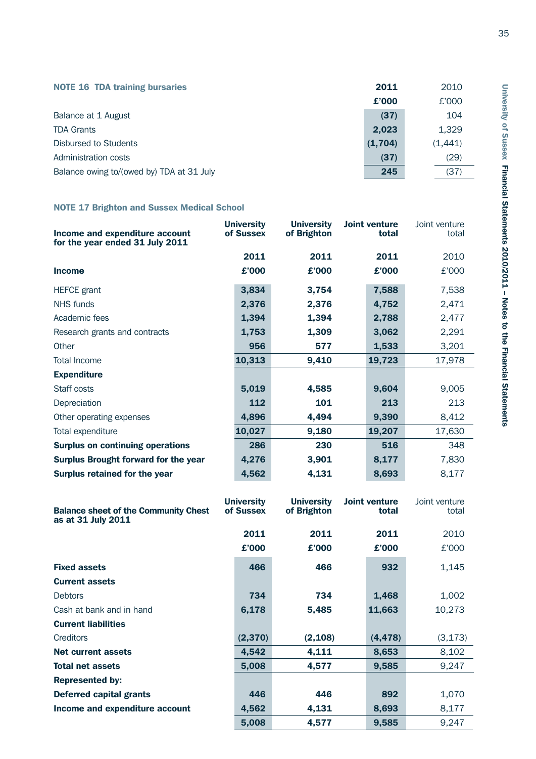## NOTE 16 TDA training bursaries

| | 2011 | 2010 |
|---|---|---|
| | £'000 | £'000 |
| Balance at 1 August | (37) | 104 |
| TDA Grants | 2,023 | 1,329 |
| Disbursed to Students | (1,704) | (1,441) |
| Administration costs | (37) | (29) |
| Balance owing to/(owed by) TDA at 31 July | 245 | (37) |

## NOTE 17 Brighton and Sussex Medical School

| Income and expenditure account for the year ended 31 July 2011 | University of Sussex | University of Brighton | Joint venture total | Joint venture total |
|---|---|---|---|---|
| | 2011 | 2011 | 2011 | 2010 |
| **Income** | £'000 | £'000 | £'000 | £'000 |
| HEFCE grant | 3,834 | 3,754 | 7,588 | 7,538 |
| NHS funds | 2,376 | 2,376 | 4,752 | 2,471 |
| Academic fees | 1,394 | 1,394 | 2,788 | 2,477 |
| Research grants and contracts | 1,753 | 1,309 | 3,062 | 2,291 |
| Other | 956 | 577 | 1,533 | 3,201 |
| Total Income | 10,313 | 9,410 | 19,723 | 17,978 |
| **Expenditure** | | | | |
| Staff costs | 5,019 | 4,585 | 9,604 | 9,005 |
| Depreciation | 112 | 101 | 213 | 213 |
| Other operating expenses | 4,896 | 4,494 | 9,390 | 8,412 |
| Total expenditure | 10,027 | 9,180 | 19,207 | 17,630 |
| **Surplus on continuing operations** | 286 | 230 | 516 | 348 |
| **Surplus Brought forward for the year** | 4,276 | 3,901 | 8,177 | 7,830 |
| **Surplus retained for the year** | 4,562 | 4,131 | 8,693 | 8,177 |

| Balance sheet of the Community Chest as at 31 July 2011 | University of Sussex | University of Brighton | Joint venture total | Joint venture total |
|---|---|---|---|---|
| | 2011 | 2011 | 2011 | 2010 |
| | £'000 | £'000 | £'000 | £'000 |
| **Fixed assets** | 466 | 466 | 932 | 1,145 |
| **Current assets** | | | | |
| Debtors | 734 | 734 | 1,468 | 1,002 |
| Cash at bank and in hand | 6,178 | 5,485 | 11,663 | 10,273 |
| **Current liabilities** | | | | |
| Creditors | (2,370) | (2,108) | (4,478) | (3,173) |
| **Net current assets** | 4,542 | 4,111 | 8,653 | 8,102 |
| **Total net assets** | 5,008 | 4,577 | 9,585 | 9,247 |
| **Represented by:** | | | | |
| **Deferred capital grants** | 446 | 446 | 892 | 1,070 |
| **Income and expenditure account** | 4,562 | 4,131 | 8,693 | 8,177 |
| | 5,008 | 4,577 | 9,585 | 9,247 |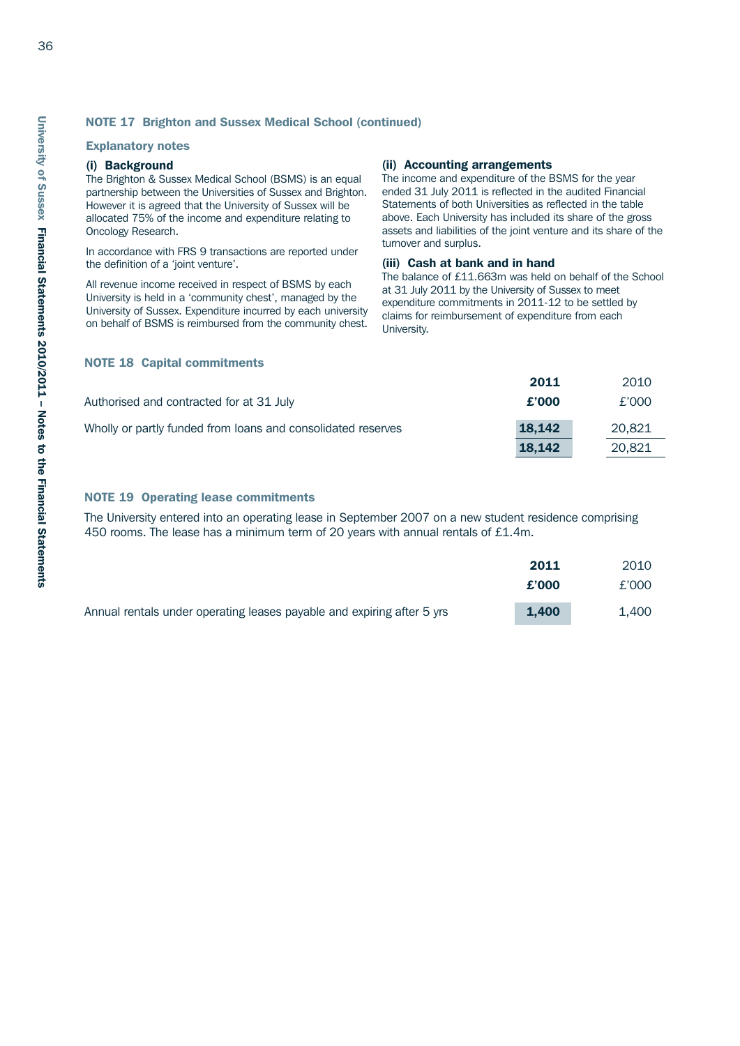## NOTE 17 Brighton and Sussex Medical School (continued)

### Explanatory notes

**(i) Background**

The Brighton & Sussex Medical School (BSMS) is an equal partnership between the Universities of Sussex and Brighton. However it is agreed that the University of Sussex will be allocated 75% of the income and expenditure relating to Oncology Research.

In accordance with FRS 9 transactions are reported under the definition of a 'joint venture'.

All revenue income received in respect of BSMS by each University is held in a 'community chest', managed by the University of Sussex. Expenditure incurred by each university on behalf of BSMS is reimbursed from the community chest.

**(ii) Accounting arrangements**

The income and expenditure of the BSMS for the year ended 31 July 2011 is reflected in the audited Financial Statements of both Universities as reflected in the table above. Each University has included its share of the gross assets and liabilities of the joint venture and its share of the turnover and surplus.

**(iii) Cash at bank and in hand**

The balance of £11.663m was held on behalf of the School at 31 July 2011 by the University of Sussex to meet expenditure commitments in 2011-12 to be settled by claims for reimbursement of expenditure from each University.

## NOTE 18 Capital commitments

| | 2011 | 2010 |
|---|---|---|
| Authorised and contracted for at 31 July | £'000 | £'000 |
| Wholly or partly funded from loans and consolidated reserves | 18,142 | 20,821 |
| | 18,142 | 20,821 |

## NOTE 19 Operating lease commitments

The University entered into an operating lease in September 2007 on a new student residence comprising 450 rooms. The lease has a minimum term of 20 years with annual rentals of £1.4m.

| | 2011 | 2010 |
|---|---|---|
| | £'000 | £'000 |
| Annual rentals under operating leases payable and expiring after 5 yrs | 1,400 | 1,400 |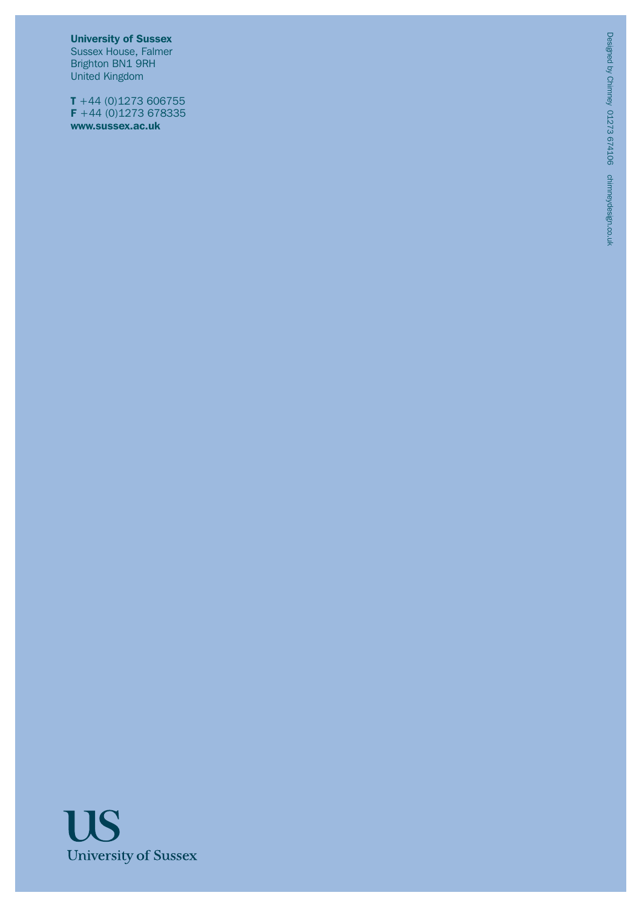**University of Sussex**
Sussex House, Falmer
Brighton BN1 9RH
United Kingdom

**T** +44 (0)1273 606755
**F** +44 (0)1273 678335
**www.sussex.ac.uk**

Designed by Chimney 01273 674106 chimneydesign.co.uk

US
University of Sussex